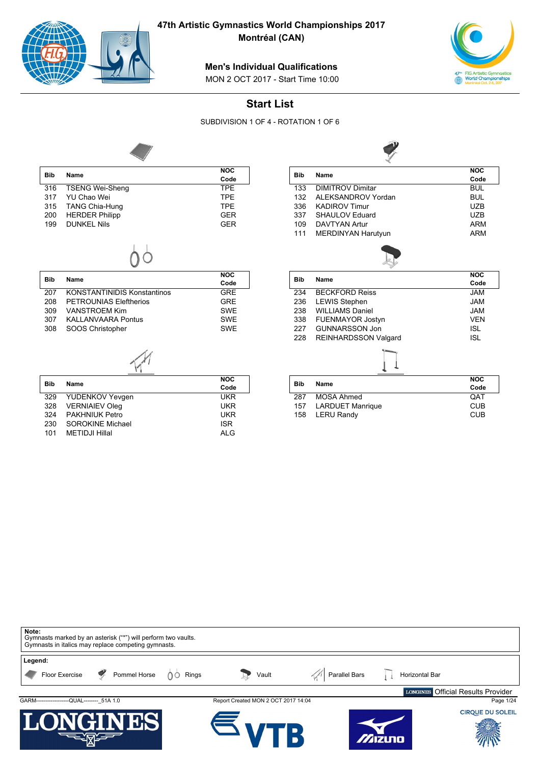# 47th Artistic Gymnastics World Championships 2017
## Montréal (CAN)

### Men's Individual Qualifications
MON 2 OCT 2017 - Start Time 10:00

## Start List

SUBDIVISION 1 OF 4 - ROTATION 1 OF 6

**Floor Exercise**

| Bib | Name | NOC Code |
|---|---|---|
| 316 | TSENG Wei-Sheng | TPE |
| 317 | YU Chao Wei | TPE |
| 315 | TANG Chia-Hung | TPE |
| 200 | HERDER Philipp | GER |
| 199 | DUNKEL Nils | GER |

**Pommel Horse**

| Bib | Name | NOC Code |
|---|---|---|
| 133 | DIMITROV Dimitar | BUL |
| 132 | ALEKSANDROV Yordan | BUL |
| 336 | KADIROV Timur | UZB |
| 337 | SHAULOV Eduard | UZB |
| 109 | DAVTYAN Artur | ARM |
| 111 | MERDINYAN Harutyun | ARM |

**Rings**

| Bib | Name | NOC Code |
|---|---|---|
| 207 | KONSTANTINIDIS Konstantinos | GRE |
| 208 | PETROUNIAS Eleftherios | GRE |
| 309 | VANSTROEM Kim | SWE |
| 307 | KALLANVAARA Pontus | SWE |
| 308 | SOOS Christopher | SWE |

**Vault**

| Bib | Name | NOC Code |
|---|---|---|
| 234 | BECKFORD Reiss | JAM |
| 236 | LEWIS Stephen | JAM |
| 238 | WILLIAMS Daniel | JAM |
| 338 | FUENMAYOR Jostyn | VEN |
| 227 | GUNNARSSON Jon | ISL |
| 228 | REINHARDSSON Valgard | ISL |

**Parallel Bars**

| Bib | Name | NOC Code |
|---|---|---|
| 329 | YUDENKOV Yevgen | UKR |
| 328 | VERNIAIEV Oleg | UKR |
| 324 | PAKHNIUK Petro | UKR |
| 230 | SOROKINE Michael | ISR |
| 101 | METIDJI Hillal | ALG |

**Horizontal Bar**

| Bib | Name | NOC Code |
|---|---|---|
| 287 | MOSA Ahmed | QAT |
| 157 | LARDUET Manrique | CUB |
| 158 | LERU Randy | CUB |

**Note:**
Gymnasts marked by an asterisk ("*") will perform two vaults.
Gymnasts in italics may replace competing gymnasts.

**Legend:**
Floor Exercise | Pommel Horse | Rings | Vault | Parallel Bars | Horizontal Bar

LONGINES Official Results Provider

GARM------------------QUAL--------_51A 1.0 — Report Created MON 2 OCT 2017 14:04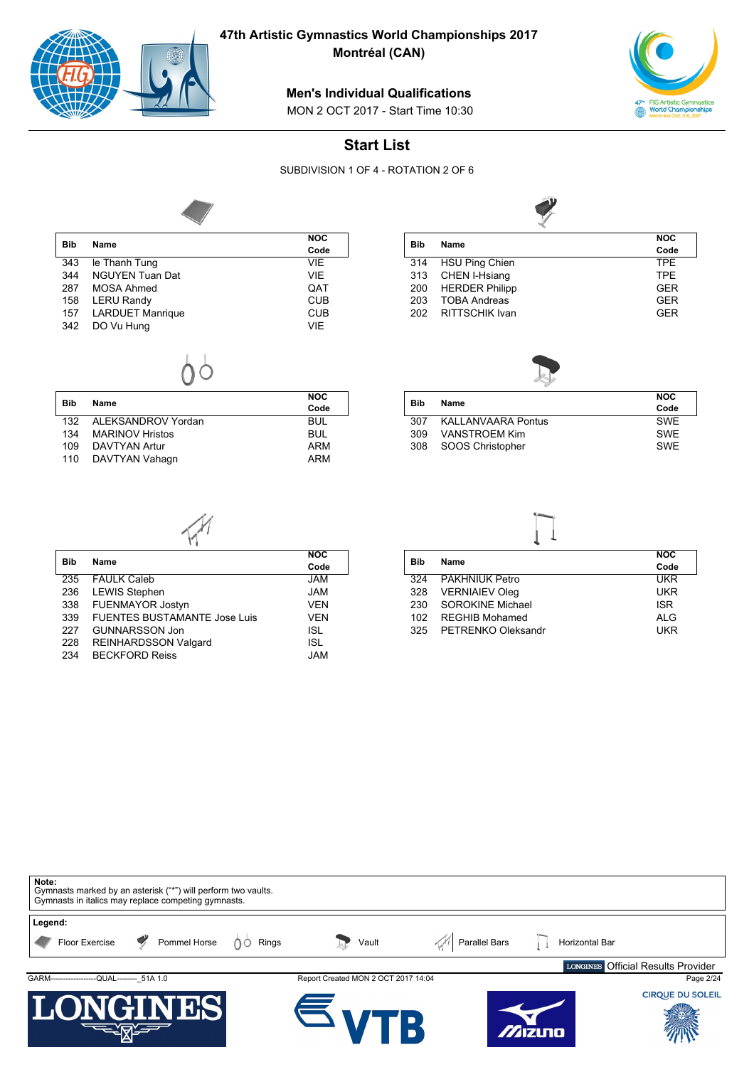# 47th Artistic Gymnastics World Championships 2017

**Montréal (CAN)**

## Men's Individual Qualifications

MON 2 OCT 2017 - Start Time 10:30

## Start List

SUBDIVISION 1 OF 4 - ROTATION 2 OF 6

### Floor Exercise

| Bib | Name | NOC Code |
|---|---|---|
| 343 | le Thanh Tung | VIE |
| 344 | NGUYEN Tuan Dat | VIE |
| 287 | MOSA Ahmed | QAT |
| 158 | LERU Randy | CUB |
| 157 | LARDUET Manrique | CUB |
| 342 | DO Vu Hung | VIE |

### Pommel Horse

| Bib | Name | NOC Code |
|---|---|---|
| 314 | HSU Ping Chien | TPE |
| 313 | CHEN I-Hsiang | TPE |
| 200 | HERDER Philipp | GER |
| 203 | TOBA Andreas | GER |
| 202 | RITTSCHIK Ivan | GER |

### Rings

| Bib | Name | NOC Code |
|---|---|---|
| 132 | ALEKSANDROV Yordan | BUL |
| 134 | MARINOV Hristos | BUL |
| 109 | DAVTYAN Artur | ARM |
| 110 | DAVTYAN Vahagn | ARM |

### Vault

| Bib | Name | NOC Code |
|---|---|---|
| 307 | KALLANVAARA Pontus | SWE |
| 309 | VANSTROEM Kim | SWE |
| 308 | SOOS Christopher | SWE |

### Parallel Bars

| Bib | Name | NOC Code |
|---|---|---|
| 235 | FAULK Caleb | JAM |
| 236 | LEWIS Stephen | JAM |
| 338 | FUENMAYOR Jostyn | VEN |
| 339 | FUENTES BUSTAMANTE Jose Luis | VEN |
| 227 | GUNNARSSON Jon | ISL |
| 228 | REINHARDSSON Valgard | ISL |
| 234 | BECKFORD Reiss | JAM |

### Horizontal Bar

| Bib | Name | NOC Code |
|---|---|---|
| 324 | PAKHNIUK Petro | UKR |
| 328 | VERNIAIEV Oleg | UKR |
| 230 | SOROKINE Michael | ISR |
| 102 | REGHIB Mohamed | ALG |
| 325 | PETRENKO Oleksandr | UKR |

**Note:**
Gymnasts marked by an asterisk ("*") will perform two vaults.
Gymnasts in italics may replace competing gymnasts.

**Legend:**
Floor Exercise, Pommel Horse, Rings, Vault, Parallel Bars, Horizontal Bar

LONGINES Official Results Provider

GARM------------------QUAL--------_51A 1.0

Report Created MON 2 OCT 2017 14:04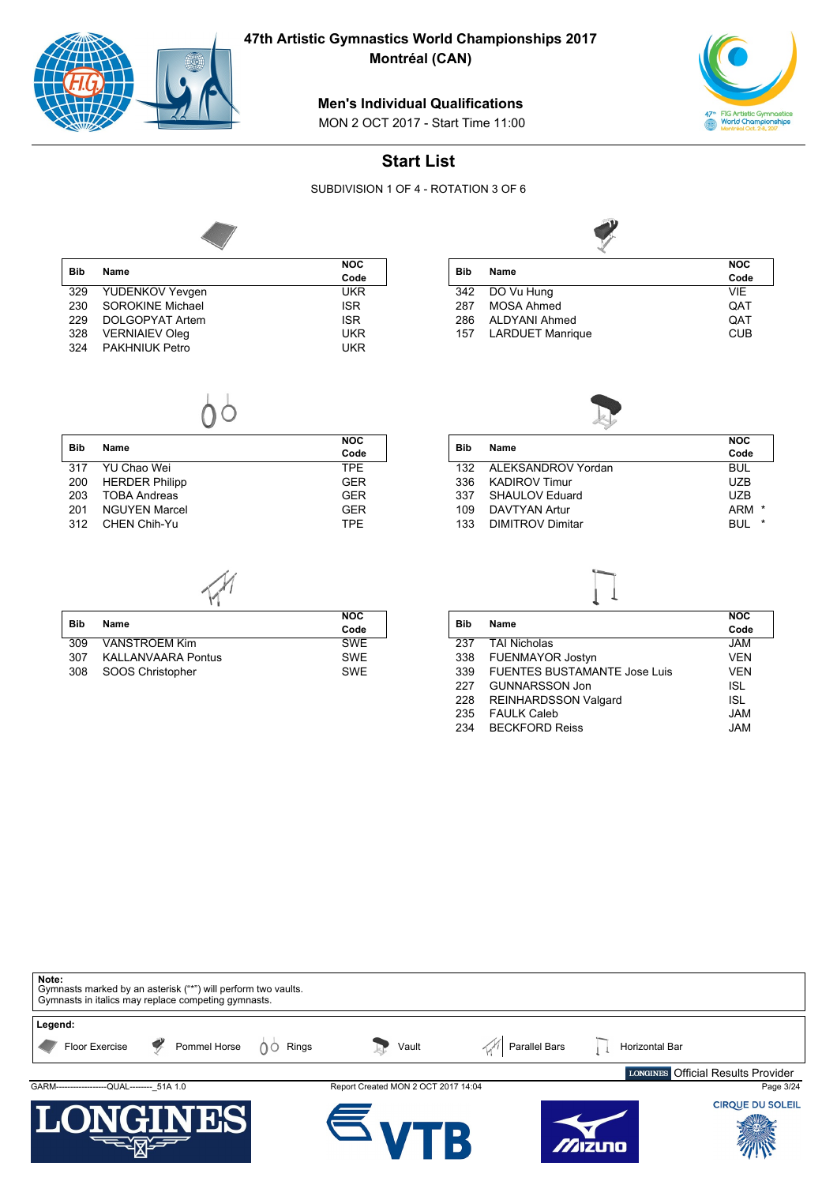# 47th Artistic Gymnastics World Championships 2017
## Montréal (CAN)

### Men's Individual Qualifications

MON 2 OCT 2017 - Start Time 11:00

## Start List

SUBDIVISION 1 OF 4 - ROTATION 3 OF 6

**Floor Exercise**

| Bib | Name | NOC Code |
|---|---|---|
| 329 | YUDENKOV Yevgen | UKR |
| 230 | SOROKINE Michael | ISR |
| 229 | DOLGOPYAT Artem | ISR |
| 328 | VERNIAIEV Oleg | UKR |
| 324 | PAKHNIUK Petro | UKR |

**Pommel Horse**

| Bib | Name | NOC Code |
|---|---|---|
| 342 | DO Vu Hung | VIE |
| 287 | MOSA Ahmed | QAT |
| 286 | ALDYANI Ahmed | QAT |
| 157 | LARDUET Manrique | CUB |

**Rings**

| Bib | Name | NOC Code |
|---|---|---|
| 317 | YU Chao Wei | TPE |
| 200 | HERDER Philipp | GER |
| 203 | TOBA Andreas | GER |
| 201 | NGUYEN Marcel | GER |
| 312 | CHEN Chih-Yu | TPE |

**Vault**

| Bib | Name | NOC Code |
|---|---|---|
| 132 | ALEKSANDROV Yordan | BUL |
| 336 | KADIROV Timur | UZB |
| 337 | SHAULOV Eduard | UZB |
| 109 | DAVTYAN Artur | ARM * |
| 133 | DIMITROV Dimitar | BUL * |

**Parallel Bars**

| Bib | Name | NOC Code |
|---|---|---|
| 309 | VANSTROEM Kim | SWE |
| 307 | KALLANVAARA Pontus | SWE |
| 308 | SOOS Christopher | SWE |

**Horizontal Bar**

| Bib | Name | NOC Code |
|---|---|---|
| 237 | TAI Nicholas | JAM |
| 338 | FUENMAYOR Jostyn | VEN |
| 339 | FUENTES BUSTAMANTE Jose Luis | VEN |
| 227 | GUNNARSSON Jon | ISL |
| 228 | REINHARDSSON Valgard | ISL |
| 235 | FAULK Caleb | JAM |
| 234 | BECKFORD Reiss | JAM |

**Note:**
Gymnasts marked by an asterisk ("*") will perform two vaults.
Gymnasts in italics may replace competing gymnasts.

**Legend:**
Floor Exercise | Pommel Horse | Rings | Vault | Parallel Bars | Horizontal Bar

LONGINES Official Results Provider

GARM------------------QUAL--------_51A 1.0 | Report Created MON 2 OCT 2017 14:04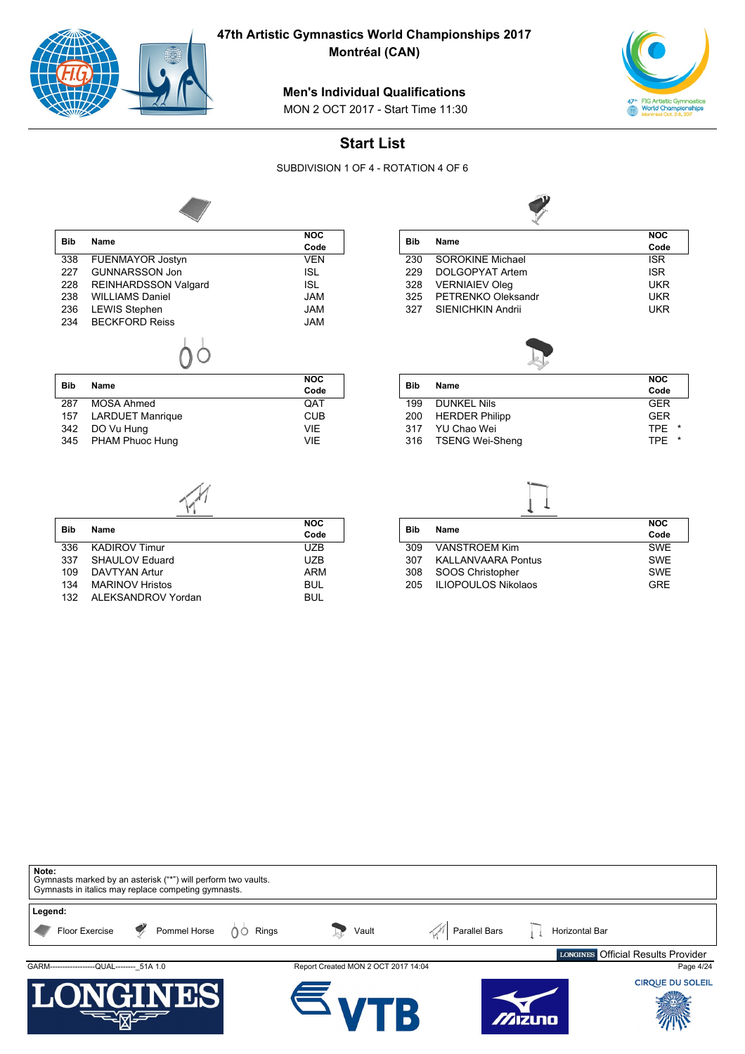# 47th Artistic Gymnastics World Championships 2017
## Montréal (CAN)

### Men's Individual Qualifications
MON 2 OCT 2017 - Start Time 11:30

## Start List

SUBDIVISION 1 OF 4 - ROTATION 4 OF 6

**Floor Exercise**

| Bib | Name | NOC Code |
|---|---|---|
| 338 | FUENMAYOR Jostyn | VEN |
| 227 | GUNNARSSON Jon | ISL |
| 228 | REINHARDSSON Valgard | ISL |
| 238 | WILLIAMS Daniel | JAM |
| 236 | LEWIS Stephen | JAM |
| 234 | BECKFORD Reiss | JAM |

**Pommel Horse**

| Bib | Name | NOC Code |
|---|---|---|
| 230 | SOROKINE Michael | ISR |
| 229 | DOLGOPYAT Artem | ISR |
| 328 | VERNIAIEV Oleg | UKR |
| 325 | PETRENKO Oleksandr | UKR |
| 327 | SIENICHKIN Andrii | UKR |

**Rings**

| Bib | Name | NOC Code |
|---|---|---|
| 287 | MOSA Ahmed | QAT |
| 157 | LARDUET Manrique | CUB |
| 342 | DO Vu Hung | VIE |
| 345 | PHAM Phuoc Hung | VIE |

**Vault**

| Bib | Name | NOC Code |
|---|---|---|
| 199 | DUNKEL Nils | GER |
| 200 | HERDER Philipp | GER |
| 317 | YU Chao Wei | TPE * |
| 316 | TSENG Wei-Sheng | TPE * |

**Parallel Bars**

| Bib | Name | NOC Code |
|---|---|---|
| 336 | KADIROV Timur | UZB |
| 337 | SHAULOV Eduard | UZB |
| 109 | DAVTYAN Artur | ARM |
| 134 | MARINOV Hristos | BUL |
| 132 | ALEKSANDROV Yordan | BUL |

**Horizontal Bar**

| Bib | Name | NOC Code |
|---|---|---|
| 309 | VANSTROEM Kim | SWE |
| 307 | KALLANVAARA Pontus | SWE |
| 308 | SOOS Christopher | SWE |
| 205 | ILIOPOULOS Nikolaos | GRE |

**Note:**
Gymnasts marked by an asterisk ("*") will perform two vaults.
Gymnasts in italics may replace competing gymnasts.

**Legend:**
Floor Exercise | Pommel Horse | Rings | Vault | Parallel Bars | Horizontal Bar

LONGINES Official Results Provider

GARM------------------QUAL--------_51A 1.0 Report Created MON 2 OCT 2017 14:04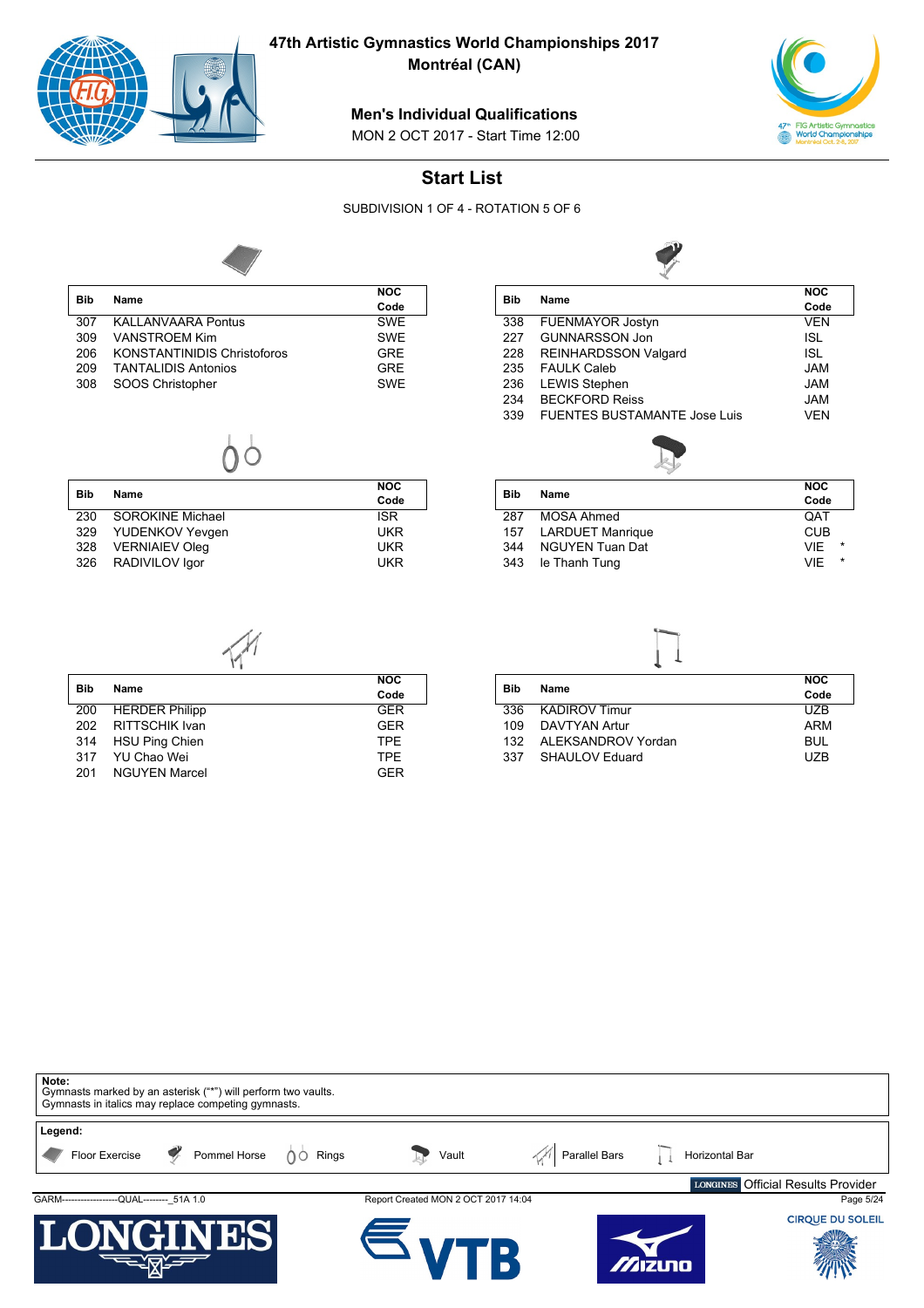# 47th Artistic Gymnastics World Championships 2017

Montréal (CAN)

## Men's Individual Qualifications

MON 2 OCT 2017 - Start Time 12:00

## Start List

SUBDIVISION 1 OF 4 - ROTATION 5 OF 6

### Floor Exercise

| Bib | Name | NOC Code |
|---|---|---|
| 307 | KALLANVAARA Pontus | SWE |
| 309 | VANSTROEM Kim | SWE |
| 206 | KONSTANTINIDIS Christoforos | GRE |
| 209 | TANTALIDIS Antonios | GRE |
| 308 | SOOS Christopher | SWE |

### Pommel Horse

| Bib | Name | NOC Code |
|---|---|---|
| 338 | FUENMAYOR Jostyn | VEN |
| 227 | GUNNARSSON Jon | ISL |
| 228 | REINHARDSSON Valgard | ISL |
| 235 | FAULK Caleb | JAM |
| 236 | LEWIS Stephen | JAM |
| 234 | BECKFORD Reiss | JAM |
| 339 | FUENTES BUSTAMANTE Jose Luis | VEN |

### Rings

| Bib | Name | NOC Code |
|---|---|---|
| 230 | SOROKINE Michael | ISR |
| 329 | YUDENKOV Yevgen | UKR |
| 328 | VERNIAIEV Oleg | UKR |
| 326 | RADIVILOV Igor | UKR |

### Vault

| Bib | Name | NOC Code | |
|---|---|---|---|
| 287 | MOSA Ahmed | QAT | |
| 157 | LARDUET Manrique | CUB | |
| 344 | NGUYEN Tuan Dat | VIE | * |
| 343 | le Thanh Tung | VIE | * |

### Parallel Bars

| Bib | Name | NOC Code |
|---|---|---|
| 200 | HERDER Philipp | GER |
| 202 | RITTSCHIK Ivan | GER |
| 314 | HSU Ping Chien | TPE |
| 317 | YU Chao Wei | TPE |
| 201 | NGUYEN Marcel | GER |

### Horizontal Bar

| Bib | Name | NOC Code |
|---|---|---|
| 336 | KADIROV Timur | UZB |
| 109 | DAVTYAN Artur | ARM |
| 132 | ALEKSANDROV Yordan | BUL |
| 337 | SHAULOV Eduard | UZB |

**Note:**
Gymnasts marked by an asterisk ("*") will perform two vaults.
Gymnasts in italics may replace competing gymnasts.

**Legend:**
Floor Exercise | Pommel Horse | Rings | Vault | Parallel Bars | Horizontal Bar

LONGINES Official Results Provider

GARM------------------QUAL--------_51A 1.0 | Report Created MON 2 OCT 2017 14:04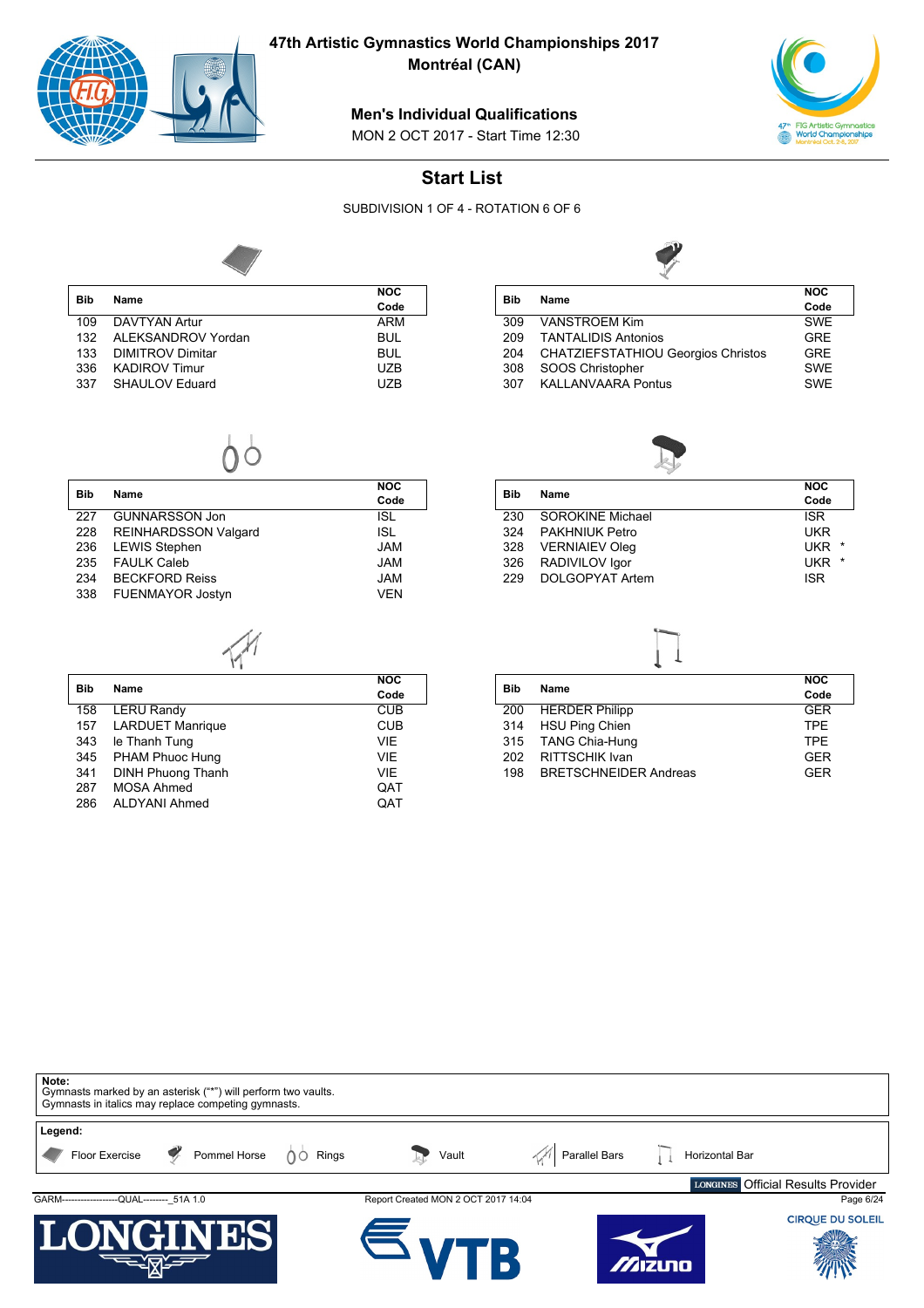# 47th Artistic Gymnastics World Championships 2017
## Montréal (CAN)

### Men's Individual Qualifications
MON 2 OCT 2017 - Start Time 12:30

## Start List

SUBDIVISION 1 OF 4 - ROTATION 6 OF 6

**Floor Exercise**

| Bib | Name | NOC Code |
|---|---|---|
| 109 | DAVTYAN Artur | ARM |
| 132 | ALEKSANDROV Yordan | BUL |
| 133 | DIMITROV Dimitar | BUL |
| 336 | KADIROV Timur | UZB |
| 337 | SHAULOV Eduard | UZB |

**Pommel Horse**

| Bib | Name | NOC Code |
|---|---|---|
| 309 | VANSTROEM Kim | SWE |
| 209 | TANTALIDIS Antonios | GRE |
| 204 | CHATZIEFSTATHIOU Georgios Christos | GRE |
| 308 | SOOS Christopher | SWE |
| 307 | KALLANVAARA Pontus | SWE |

**Rings**

| Bib | Name | NOC Code |
|---|---|---|
| 227 | GUNNARSSON Jon | ISL |
| 228 | REINHARDSSON Valgard | ISL |
| 236 | LEWIS Stephen | JAM |
| 235 | FAULK Caleb | JAM |
| 234 | BECKFORD Reiss | JAM |
| 338 | FUENMAYOR Jostyn | VEN |

**Vault**

| Bib | Name | NOC Code |
|---|---|---|
| 230 | SOROKINE Michael | ISR |
| 324 | PAKHNIUK Petro | UKR |
| 328 | VERNIAIEV Oleg | UKR * |
| 326 | RADIVILOV Igor | UKR * |
| 229 | DOLGOPYAT Artem | ISR |

**Parallel Bars**

| Bib | Name | NOC Code |
|---|---|---|
| 158 | LERU Randy | CUB |
| 157 | LARDUET Manrique | CUB |
| 343 | le Thanh Tung | VIE |
| 345 | PHAM Phuoc Hung | VIE |
| 341 | DINH Phuong Thanh | VIE |
| 287 | MOSA Ahmed | QAT |
| 286 | ALDYANI Ahmed | QAT |

**Horizontal Bar**

| Bib | Name | NOC Code |
|---|---|---|
| 200 | HERDER Philipp | GER |
| 314 | HSU Ping Chien | TPE |
| 315 | TANG Chia-Hung | TPE |
| 202 | RITTSCHIK Ivan | GER |
| 198 | BRETSCHNEIDER Andreas | GER |

**Note:**
Gymnasts marked by an asterisk ("*") will perform two vaults.
Gymnasts in italics may replace competing gymnasts.

**Legend:**
Floor Exercise | Pommel Horse | Rings | Vault | Parallel Bars | Horizontal Bar

LONGINES Official Results Provider

GARM------------------QUAL--------_51A 1.0 Report Created MON 2 OCT 2017 14:04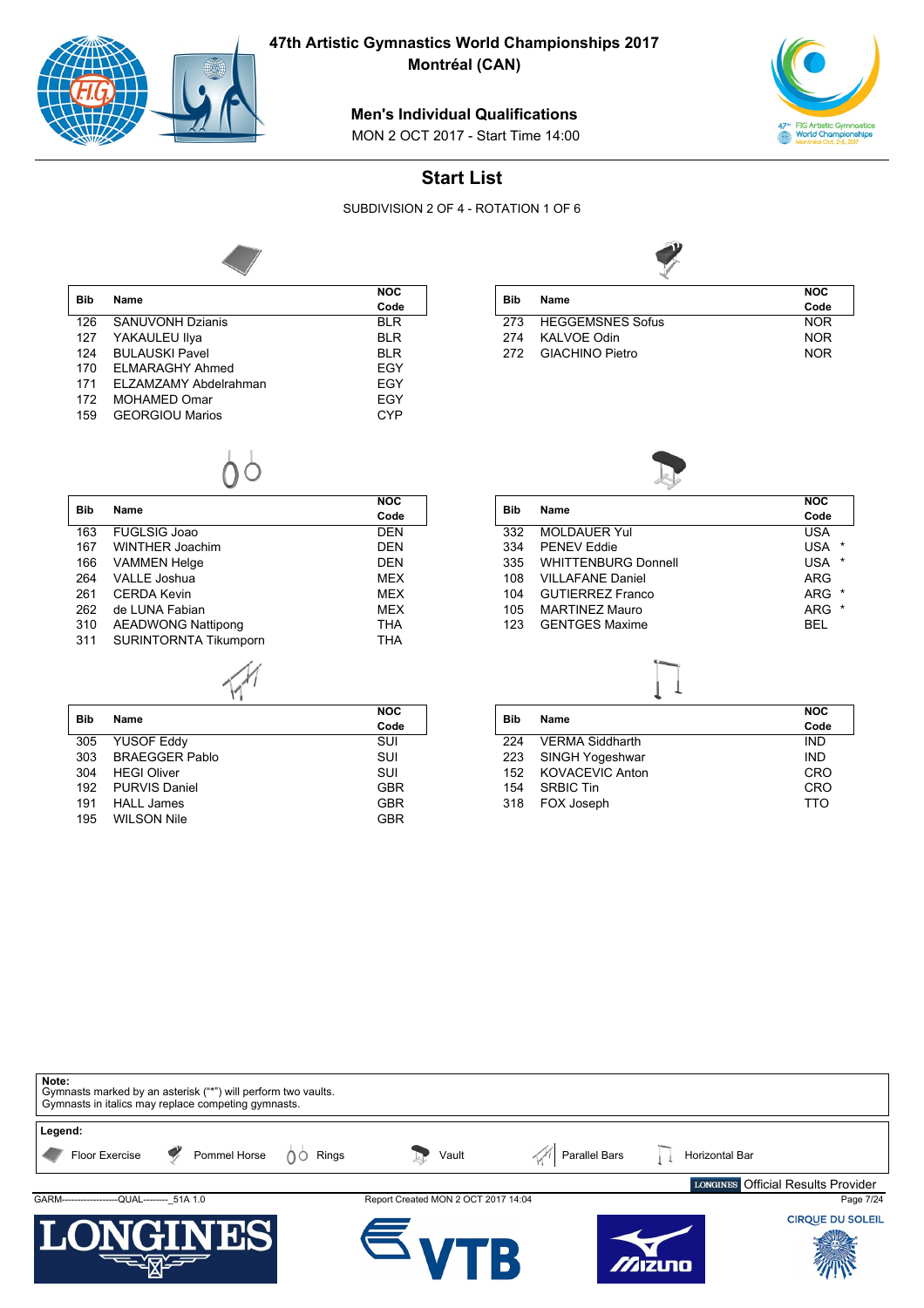# 47th Artistic Gymnastics World Championships 2017
## Montréal (CAN)

### Men's Individual Qualifications
MON 2 OCT 2017 - Start Time 14:00

## Start List

SUBDIVISION 2 OF 4 - ROTATION 1 OF 6

### Floor Exercise

| Bib | Name | NOC Code |
|---|---|---|
| 126 | SANUVONH Dzianis | BLR |
| 127 | YAKAULEU Ilya | BLR |
| 124 | BULAUSKI Pavel | BLR |
| 170 | ELMARAGHY Ahmed | EGY |
| 171 | ELZAMZAMY Abdelrahman | EGY |
| 172 | MOHAMED Omar | EGY |
| 159 | GEORGIOU Marios | CYP |

### Pommel Horse

| Bib | Name | NOC Code |
|---|---|---|
| 273 | HEGGEMSNES Sofus | NOR |
| 274 | KALVOE Odin | NOR |
| 272 | GIACHINO Pietro | NOR |

### Rings

| Bib | Name | NOC Code |
|---|---|---|
| 163 | FUGLSIG Joao | DEN |
| 167 | WINTHER Joachim | DEN |
| 166 | VAMMEN Helge | DEN |
| 264 | VALLE Joshua | MEX |
| 261 | CERDA Kevin | MEX |
| 262 | de LUNA Fabian | MEX |
| 310 | AEADWONG Nattipong | THA |
| 311 | SURINTORNTA Tikumporn | THA |

### Vault

| Bib | Name | NOC Code |
|---|---|---|
| 332 | MOLDAUER Yul | USA |
| 334 | PENEV Eddie | USA * |
| 335 | WHITTENBURG Donnell | USA * |
| 108 | VILLAFANE Daniel | ARG |
| 104 | GUTIERREZ Franco | ARG * |
| 105 | MARTINEZ Mauro | ARG * |
| 123 | GENTGES Maxime | BEL |

### Parallel Bars

| Bib | Name | NOC Code |
|---|---|---|
| 305 | YUSOF Eddy | SUI |
| 303 | BRAEGGER Pablo | SUI |
| 304 | HEGI Oliver | SUI |
| 192 | PURVIS Daniel | GBR |
| 191 | HALL James | GBR |
| 195 | WILSON Nile | GBR |

### Horizontal Bar

| Bib | Name | NOC Code |
|---|---|---|
| 224 | VERMA Siddharth | IND |
| 223 | SINGH Yogeshwar | IND |
| 152 | KOVACEVIC Anton | CRO |
| 154 | SRBIC Tin | CRO |
| 318 | FOX Joseph | TTO |

**Note:**
Gymnasts marked by an asterisk ("*") will perform two vaults.
Gymnasts in italics may replace competing gymnasts.

**Legend:**
Floor Exercise | Pommel Horse | Rings | Vault | Parallel Bars | Horizontal Bar

LONGINES Official Results Provider

GARM------------------QUAL--------_51A 1.0 Report Created MON 2 OCT 2017 14:04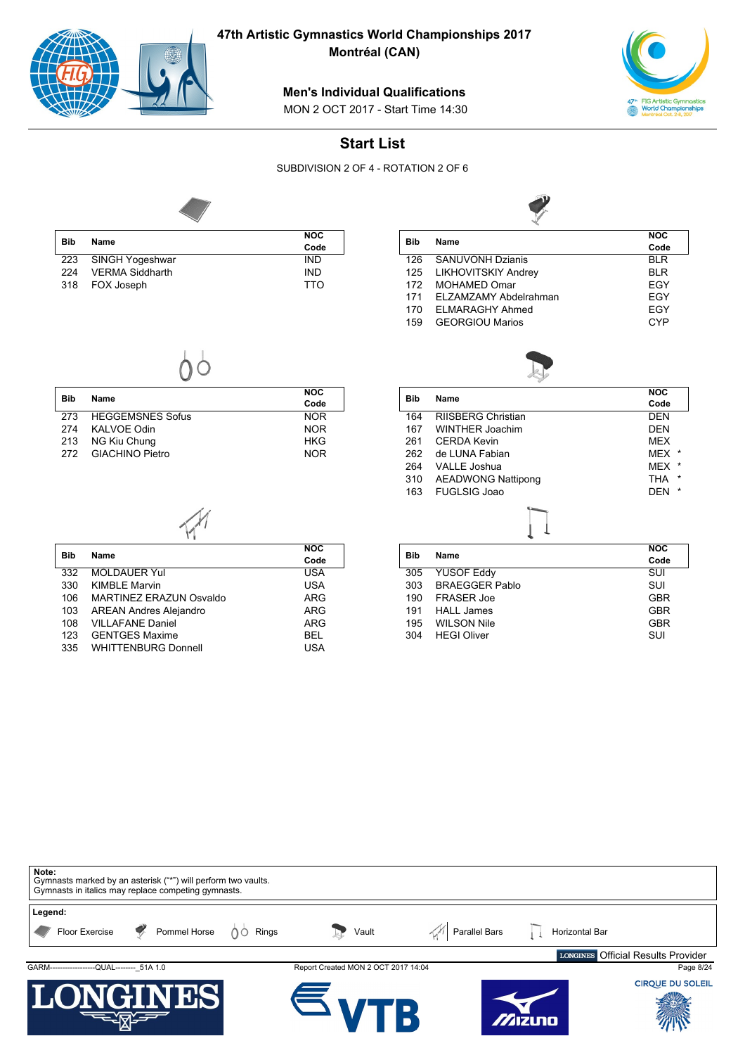# 47th Artistic Gymnastics World Championships 2017
## Montréal (CAN)

### Men's Individual Qualifications
MON 2 OCT 2017 - Start Time 14:30

## Start List

SUBDIVISION 2 OF 4 - ROTATION 2 OF 6

**Floor Exercise**

| Bib | Name | NOC Code |
|---|---|---|
| 223 | SINGH Yogeshwar | IND |
| 224 | VERMA Siddharth | IND |
| 318 | FOX Joseph | TTO |

**Pommel Horse**

| Bib | Name | NOC Code |
|---|---|---|
| 126 | SANUVONH Dzianis | BLR |
| 125 | LIKHOVITSKIY Andrey | BLR |
| 172 | MOHAMED Omar | EGY |
| 171 | ELZAMZAMY Abdelrahman | EGY |
| 170 | ELMARAGHY Ahmed | EGY |
| 159 | GEORGIOU Marios | CYP |

**Rings**

| Bib | Name | NOC Code |
|---|---|---|
| 273 | HEGGEMSNES Sofus | NOR |
| 274 | KALVOE Odin | NOR |
| 213 | NG Kiu Chung | HKG |
| 272 | GIACHINO Pietro | NOR |

**Vault**

| Bib | Name | NOC Code |
|---|---|---|
| 164 | RIISBERG Christian | DEN |
| 167 | WINTHER Joachim | DEN |
| 261 | CERDA Kevin | MEX |
| 262 | de LUNA Fabian | MEX * |
| 264 | VALLE Joshua | MEX * |
| 310 | AEADWONG Nattipong | THA * |
| 163 | FUGLSIG Joao | DEN * |

**Parallel Bars**

| Bib | Name | NOC Code |
|---|---|---|
| 332 | MOLDAUER Yul | USA |
| 330 | KIMBLE Marvin | USA |
| 106 | MARTINEZ ERAZUN Osvaldo | ARG |
| 103 | AREAN Andres Alejandro | ARG |
| 108 | VILLAFANE Daniel | ARG |
| 123 | GENTGES Maxime | BEL |
| 335 | WHITTENBURG Donnell | USA |

**Horizontal Bar**

| Bib | Name | NOC Code |
|---|---|---|
| 305 | YUSOF Eddy | SUI |
| 303 | BRAEGGER Pablo | SUI |
| 190 | FRASER Joe | GBR |
| 191 | HALL James | GBR |
| 195 | WILSON Nile | GBR |
| 304 | HEGI Oliver | SUI |

**Note:**
Gymnasts marked by an asterisk ("*") will perform two vaults.
Gymnasts in italics may replace competing gymnasts.

**Legend:**
Floor Exercise | Pommel Horse | Rings | Vault | Parallel Bars | Horizontal Bar

LONGINES Official Results Provider

GARM------------------QUAL--------_51A 1.0 — Report Created MON 2 OCT 2017 14:04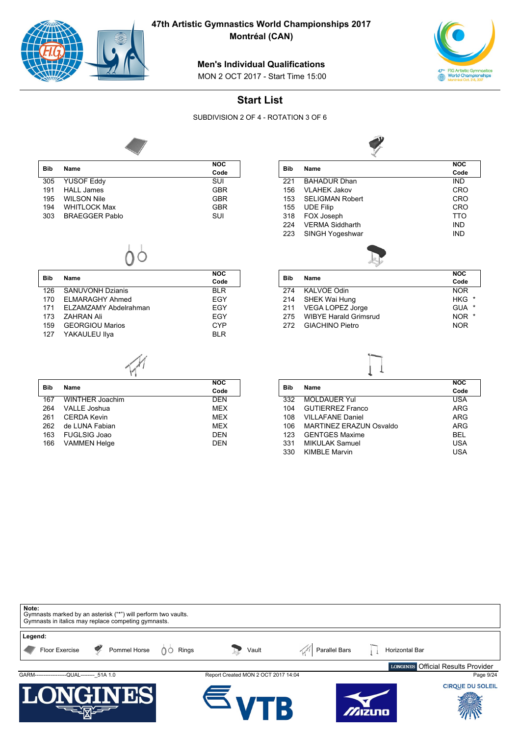# 47th Artistic Gymnastics World Championships 2017
## Montréal (CAN)

### Men's Individual Qualifications
MON 2 OCT 2017 - Start Time 15:00

## Start List

SUBDIVISION 2 OF 4 - ROTATION 3 OF 6

**Floor Exercise**

| Bib | Name | NOC Code |
|---|---|---|
| 305 | YUSOF Eddy | SUI |
| 191 | HALL James | GBR |
| 195 | WILSON Nile | GBR |
| 194 | WHITLOCK Max | GBR |
| 303 | BRAEGGER Pablo | SUI |

**Pommel Horse**

| Bib | Name | NOC Code |
|---|---|---|
| 221 | BAHADUR Dhan | IND |
| 156 | VLAHEK Jakov | CRO |
| 153 | SELIGMAN Robert | CRO |
| 155 | UDE Filip | CRO |
| 318 | FOX Joseph | TTO |
| 224 | VERMA Siddharth | IND |
| 223 | SINGH Yogeshwar | IND |

**Rings**

| Bib | Name | NOC Code |
|---|---|---|
| 126 | SANUVONH Dzianis | BLR |
| 170 | ELMARAGHY Ahmed | EGY |
| 171 | ELZAMZAMY Abdelrahman | EGY |
| 173 | ZAHRAN Ali | EGY |
| 159 | GEORGIOU Marios | CYP |
| 127 | YAKAULEU Ilya | BLR |

**Vault**

| Bib | Name | NOC Code |
|---|---|---|
| 274 | KALVOE Odin | NOR |
| 214 | SHEK Wai Hung | HKG * |
| 211 | VEGA LOPEZ Jorge | GUA * |
| 275 | WIBYE Harald Grimsrud | NOR * |
| 272 | GIACHINO Pietro | NOR |

**Parallel Bars**

| Bib | Name | NOC Code |
|---|---|---|
| 167 | WINTHER Joachim | DEN |
| 264 | VALLE Joshua | MEX |
| 261 | CERDA Kevin | MEX |
| 262 | de LUNA Fabian | MEX |
| 163 | FUGLSIG Joao | DEN |
| 166 | VAMMEN Helge | DEN |

**Horizontal Bar**

| Bib | Name | NOC Code |
|---|---|---|
| 332 | MOLDAUER Yul | USA |
| 104 | GUTIERREZ Franco | ARG |
| 108 | VILLAFANE Daniel | ARG |
| 106 | MARTINEZ ERAZUN Osvaldo | ARG |
| 123 | GENTGES Maxime | BEL |
| 331 | MIKULAK Samuel | USA |
| 330 | KIMBLE Marvin | USA |

**Note:**
Gymnasts marked by an asterisk ("*") will perform two vaults.
Gymnasts in italics may replace competing gymnasts.

**Legend:**
Floor Exercise, Pommel Horse, Rings, Vault, Parallel Bars, Horizontal Bar

LONGINES Official Results Provider

GARM------------------QUAL--------_51A 1.0 Report Created MON 2 OCT 2017 14:04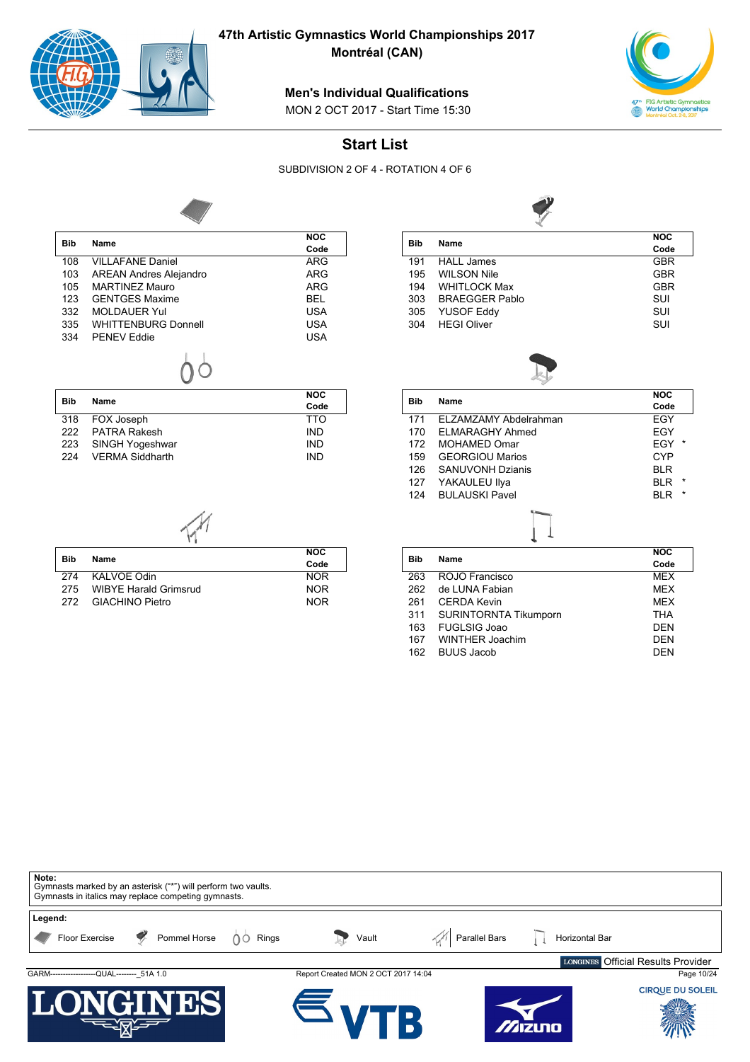# 47th Artistic Gymnastics World Championships 2017
## Montréal (CAN)

### Men's Individual Qualifications
MON 2 OCT 2017 - Start Time 15:30

## Start List

SUBDIVISION 2 OF 4 - ROTATION 4 OF 6

**Floor Exercise**

| Bib | Name | NOC Code |
|---|---|---|
| 108 | VILLAFANE Daniel | ARG |
| 103 | AREAN Andres Alejandro | ARG |
| 105 | MARTINEZ Mauro | ARG |
| 123 | GENTGES Maxime | BEL |
| 332 | MOLDAUER Yul | USA |
| 335 | WHITTENBURG Donnell | USA |
| 334 | PENEV Eddie | USA |

**Pommel Horse**

| Bib | Name | NOC Code |
|---|---|---|
| 191 | HALL James | GBR |
| 195 | WILSON Nile | GBR |
| 194 | WHITLOCK Max | GBR |
| 303 | BRAEGGER Pablo | SUI |
| 305 | YUSOF Eddy | SUI |
| 304 | HEGI Oliver | SUI |

**Rings**

| Bib | Name | NOC Code |
|---|---|---|
| 318 | FOX Joseph | TTO |
| 222 | PATRA Rakesh | IND |
| 223 | SINGH Yogeshwar | IND |
| 224 | VERMA Siddharth | IND |

**Vault**

| Bib | Name | NOC Code |
|---|---|---|
| 171 | ELZAMZAMY Abdelrahman | EGY |
| 170 | ELMARAGHY Ahmed | EGY |
| 172 | MOHAMED Omar | EGY * |
| 159 | GEORGIOU Marios | CYP |
| 126 | SANUVONH Dzianis | BLR |
| 127 | YAKAULEU Ilya | BLR * |
| 124 | BULAUSKI Pavel | BLR * |

**Parallel Bars**

| Bib | Name | NOC Code |
|---|---|---|
| 274 | KALVOE Odin | NOR |
| 275 | WIBYE Harald Grimsrud | NOR |
| 272 | GIACHINO Pietro | NOR |

**Horizontal Bar**

| Bib | Name | NOC Code |
|---|---|---|
| 263 | ROJO Francisco | MEX |
| 262 | de LUNA Fabian | MEX |
| 261 | CERDA Kevin | MEX |
| 311 | SURINTORNTA Tikumporn | THA |
| 163 | FUGLSIG Joao | DEN |
| 167 | WINTHER Joachim | DEN |
| 162 | BUUS Jacob | DEN |

**Note:**
Gymnasts marked by an asterisk ("*") will perform two vaults.
Gymnasts in italics may replace competing gymnasts.

**Legend:**
Floor Exercise | Pommel Horse | Rings | Vault | Parallel Bars | Horizontal Bar

LONGINES Official Results Provider

GARM------------------QUAL--------_51A 1.0 — Report Created MON 2 OCT 2017 14:04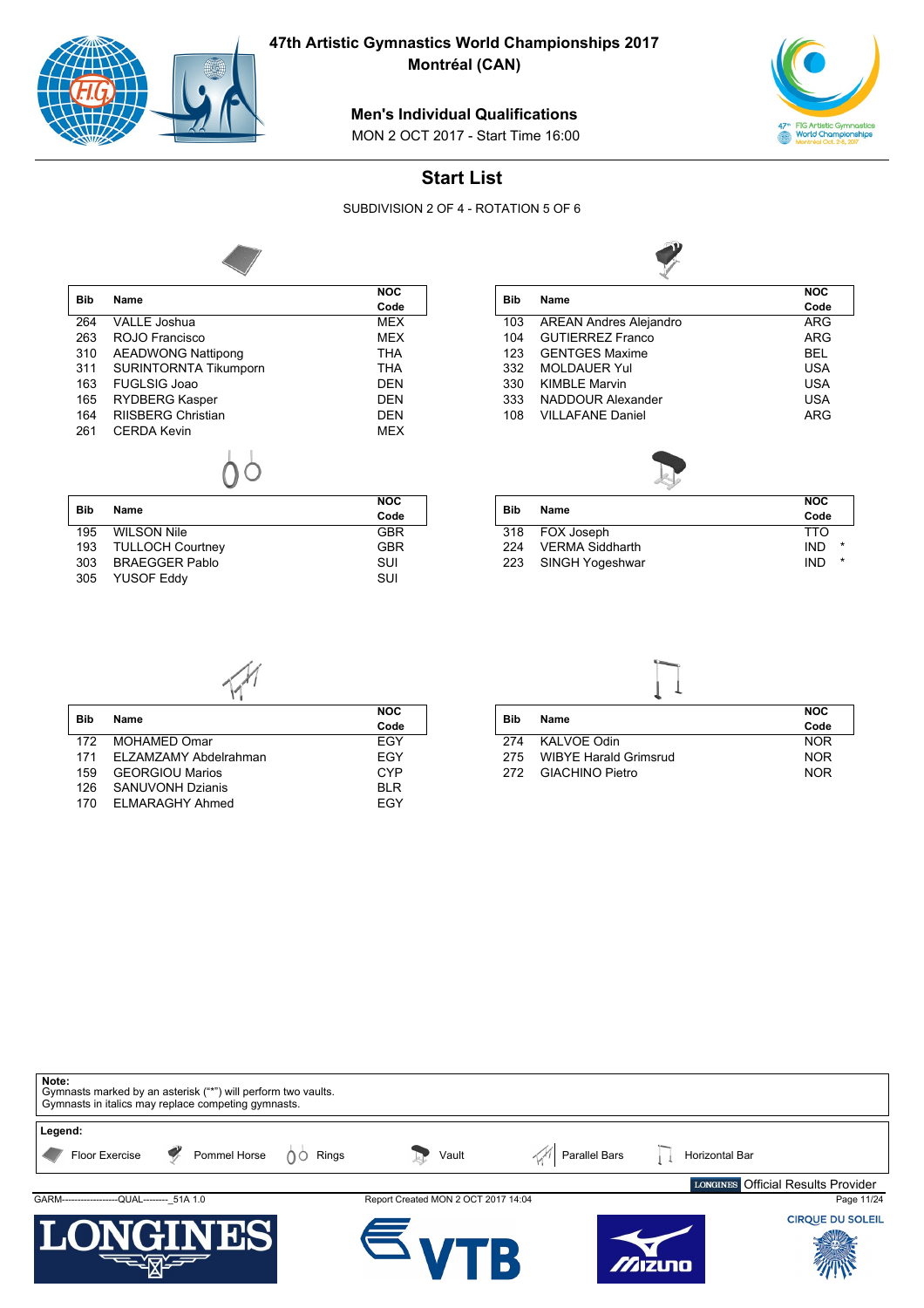# 47th Artistic Gymnastics World Championships 2017
**Montréal (CAN)**

## Men's Individual Qualifications
MON 2 OCT 2017 - Start Time 16:00

## Start List

SUBDIVISION 2 OF 4 - ROTATION 5 OF 6

### Floor Exercise

| Bib | Name | NOC Code |
|---|---|---|
| 264 | VALLE Joshua | MEX |
| 263 | ROJO Francisco | MEX |
| 310 | AEADWONG Nattipong | THA |
| 311 | SURINTORNTA Tikumporn | THA |
| 163 | FUGLSIG Joao | DEN |
| 165 | RYDBERG Kasper | DEN |
| 164 | RIISBERG Christian | DEN |
| 261 | CERDA Kevin | MEX |

### Pommel Horse

| Bib | Name | NOC Code |
|---|---|---|
| 103 | AREAN Andres Alejandro | ARG |
| 104 | GUTIERREZ Franco | ARG |
| 123 | GENTGES Maxime | BEL |
| 332 | MOLDAUER Yul | USA |
| 330 | KIMBLE Marvin | USA |
| 333 | NADDOUR Alexander | USA |
| 108 | VILLAFANE Daniel | ARG |

### Rings

| Bib | Name | NOC Code |
|---|---|---|
| 195 | WILSON Nile | GBR |
| 193 | TULLOCH Courtney | GBR |
| 303 | BRAEGGER Pablo | SUI |
| 305 | YUSOF Eddy | SUI |

### Vault

| Bib | Name | NOC Code | |
|---|---|---|---|
| 318 | FOX Joseph | TTO | |
| 224 | VERMA Siddharth | IND | * |
| 223 | SINGH Yogeshwar | IND | * |

### Parallel Bars

| Bib | Name | NOC Code |
|---|---|---|
| 172 | MOHAMED Omar | EGY |
| 171 | ELZAMZAMY Abdelrahman | EGY |
| 159 | GEORGIOU Marios | CYP |
| 126 | SANUVONH Dzianis | BLR |
| 170 | ELMARAGHY Ahmed | EGY |

### Horizontal Bar

| Bib | Name | NOC Code |
|---|---|---|
| 274 | KALVOE Odin | NOR |
| 275 | WIBYE Harald Grimsrud | NOR |
| 272 | GIACHINO Pietro | NOR |

**Note:**
Gymnasts marked by an asterisk ("*") will perform two vaults.
Gymnasts in italics may replace competing gymnasts.

**Legend:**
Floor Exercise | Pommel Horse | Rings | Vault | Parallel Bars | Horizontal Bar

LONGINES Official Results Provider

GARM-------------------QUAL--------_51A 1.0 | Report Created MON 2 OCT 2017 14:04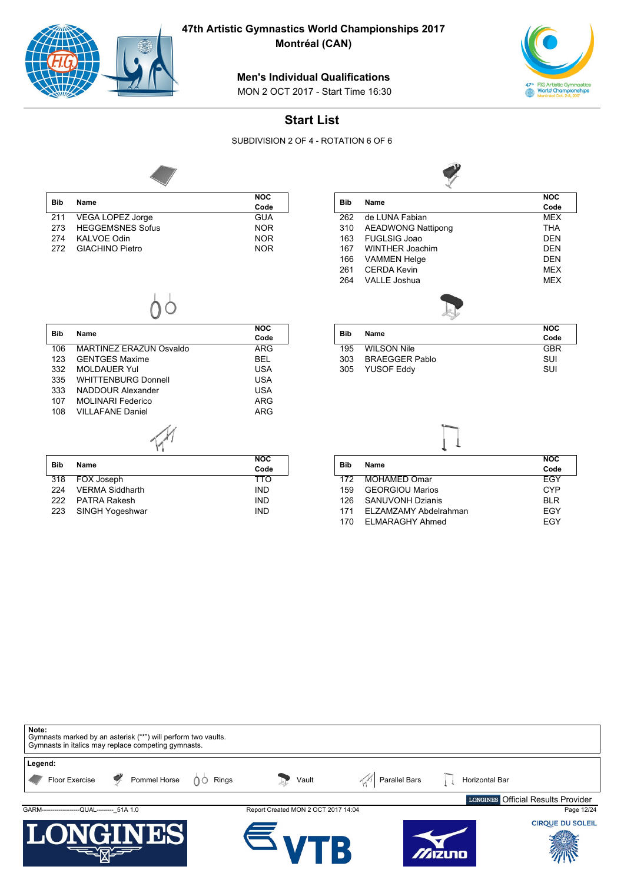# 47th Artistic Gymnastics World Championships 2017
## Montréal (CAN)

### Men's Individual Qualifications
MON 2 OCT 2017 - Start Time 16:30

## Start List

SUBDIVISION 2 OF 4 - ROTATION 6 OF 6

**Floor Exercise**

| Bib | Name | NOC Code |
|---|---|---|
| 211 | VEGA LOPEZ Jorge | GUA |
| 273 | HEGGEMSNES Sofus | NOR |
| 274 | KALVOE Odin | NOR |
| 272 | GIACHINO Pietro | NOR |

**Pommel Horse**

| Bib | Name | NOC Code |
|---|---|---|
| 262 | de LUNA Fabian | MEX |
| 310 | AEADWONG Nattipong | THA |
| 163 | FUGLSIG Joao | DEN |
| 167 | WINTHER Joachim | DEN |
| 166 | VAMMEN Helge | DEN |
| 261 | CERDA Kevin | MEX |
| 264 | VALLE Joshua | MEX |

**Rings**

| Bib | Name | NOC Code |
|---|---|---|
| 106 | MARTINEZ ERAZUN Osvaldo | ARG |
| 123 | GENTGES Maxime | BEL |
| 332 | MOLDAUER Yul | USA |
| 335 | WHITTENBURG Donnell | USA |
| 333 | NADDOUR Alexander | USA |
| 107 | MOLINARI Federico | ARG |
| 108 | VILLAFANE Daniel | ARG |

**Vault**

| Bib | Name | NOC Code |
|---|---|---|
| 195 | WILSON Nile | GBR |
| 303 | BRAEGGER Pablo | SUI |
| 305 | YUSOF Eddy | SUI |

**Parallel Bars**

| Bib | Name | NOC Code |
|---|---|---|
| 318 | FOX Joseph | TTO |
| 224 | VERMA Siddharth | IND |
| 222 | PATRA Rakesh | IND |
| 223 | SINGH Yogeshwar | IND |

**Horizontal Bar**

| Bib | Name | NOC Code |
|---|---|---|
| 172 | MOHAMED Omar | EGY |
| 159 | GEORGIOU Marios | CYP |
| 126 | SANUVONH Dzianis | BLR |
| 171 | ELZAMZAMY Abdelrahman | EGY |
| 170 | ELMARAGHY Ahmed | EGY |

**Note:**
Gymnasts marked by an asterisk ("*") will perform two vaults.
Gymnasts in italics may replace competing gymnasts.

**Legend:**
Floor Exercise | Pommel Horse | Rings | Vault | Parallel Bars | Horizontal Bar

LONGINES Official Results Provider

GARM------------------QUAL--------_51A 1.0 Report Created MON 2 OCT 2017 14:04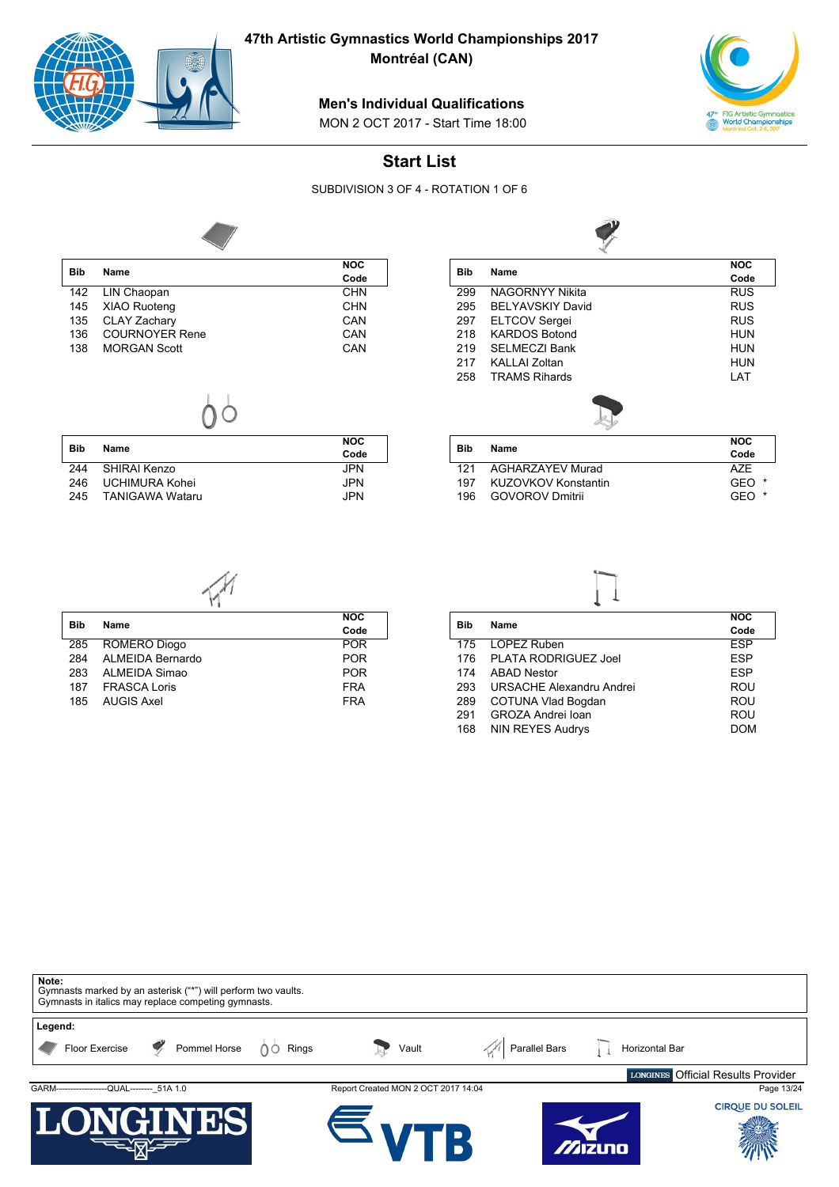# 47th Artistic Gymnastics World Championships 2017
## Montréal (CAN)

### Men's Individual Qualifications

MON 2 OCT 2017 - Start Time 18:00

## Start List

SUBDIVISION 3 OF 4 - ROTATION 1 OF 6

### Floor Exercise

| Bib | Name | NOC Code |
|---|---|---|
| 142 | LIN Chaopan | CHN |
| 145 | XIAO Ruoteng | CHN |
| 135 | CLAY Zachary | CAN |
| 136 | COURNOYER Rene | CAN |
| 138 | MORGAN Scott | CAN |

### Pommel Horse

| Bib | Name | NOC Code |
|---|---|---|
| 299 | NAGORNYY Nikita | RUS |
| 295 | BELYAVSKIY David | RUS |
| 297 | ELTCOV Sergei | RUS |
| 218 | KARDOS Botond | HUN |
| 219 | SELMECZI Bank | HUN |
| 217 | KALLAI Zoltan | HUN |
| 258 | TRAMS Rihards | LAT |

### Rings

| Bib | Name | NOC Code |
|---|---|---|
| 244 | SHIRAI Kenzo | JPN |
| 246 | UCHIMURA Kohei | JPN |
| 245 | TANIGAWA Wataru | JPN |

### Vault

| Bib | Name | NOC Code |
|---|---|---|
| 121 | AGHARZAYEV Murad | AZE |
| 197 | KUZOVKOV Konstantin | GEO * |
| 196 | GOVOROV Dmitrii | GEO * |

### Parallel Bars

| Bib | Name | NOC Code |
|---|---|---|
| 285 | ROMERO Diogo | POR |
| 284 | ALMEIDA Bernardo | POR |
| 283 | ALMEIDA Simao | POR |
| 187 | FRASCA Loris | FRA |
| 185 | AUGIS Axel | FRA |

### Horizontal Bar

| Bib | Name | NOC Code |
|---|---|---|
| 175 | LOPEZ Ruben | ESP |
| 176 | PLATA RODRIGUEZ Joel | ESP |
| 174 | ABAD Nestor | ESP |
| 293 | URSACHE Alexandru Andrei | ROU |
| 289 | COTUNA Vlad Bogdan | ROU |
| 291 | GROZA Andrei Ioan | ROU |
| 168 | NIN REYES Audrys | DOM |

**Note:**
Gymnasts marked by an asterisk ("*") will perform two vaults.
Gymnasts in italics may replace competing gymnasts.

**Legend:**
Floor Exercise | Pommel Horse | Rings | Vault | Parallel Bars | Horizontal Bar

LONGINES Official Results Provider

GARM------------------QUAL--------_51A 1.0    Report Created MON 2 OCT 2017 14:04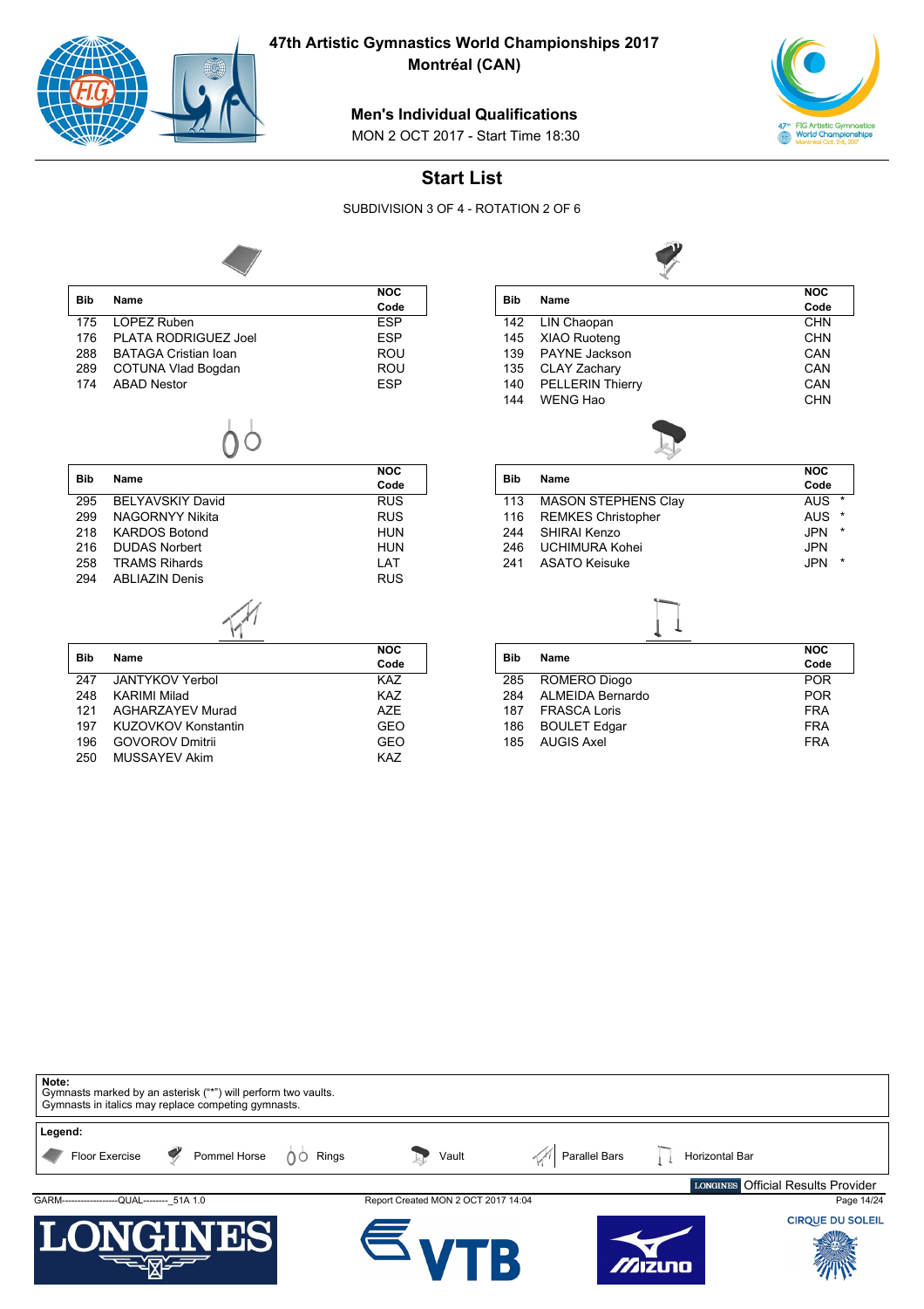# 47th Artistic Gymnastics World Championships 2017

## Montréal (CAN)

### Men's Individual Qualifications

MON 2 OCT 2017 - Start Time 18:30

## Start List

SUBDIVISION 3 OF 4 - ROTATION 2 OF 6

**Floor Exercise**

| Bib | Name | NOC Code |
|---|---|---|
| 175 | LOPEZ Ruben | ESP |
| 176 | PLATA RODRIGUEZ Joel | ESP |
| 288 | BATAGA Cristian Ioan | ROU |
| 289 | COTUNA Vlad Bogdan | ROU |
| 174 | ABAD Nestor | ESP |

**Pommel Horse**

| Bib | Name | NOC Code |
|---|---|---|
| 142 | LIN Chaopan | CHN |
| 145 | XIAO Ruoteng | CHN |
| 139 | PAYNE Jackson | CAN |
| 135 | CLAY Zachary | CAN |
| 140 | PELLERIN Thierry | CAN |
| 144 | WENG Hao | CHN |

**Rings**

| Bib | Name | NOC Code |
|---|---|---|
| 295 | BELYAVSKIY David | RUS |
| 299 | NAGORNYY Nikita | RUS |
| 218 | KARDOS Botond | HUN |
| 216 | DUDAS Norbert | HUN |
| 258 | TRAMS Rihards | LAT |
| 294 | ABLIAZIN Denis | RUS |

**Vault**

| Bib | Name | NOC Code |
|---|---|---|
| 113 | MASON STEPHENS Clay | AUS * |
| 116 | REMKES Christopher | AUS * |
| 244 | SHIRAI Kenzo | JPN * |
| 246 | UCHIMURA Kohei | JPN |
| 241 | ASATO Keisuke | JPN * |

**Parallel Bars**

| Bib | Name | NOC Code |
|---|---|---|
| 247 | JANTYKOV Yerbol | KAZ |
| 248 | KARIMI Milad | KAZ |
| 121 | AGHARZAYEV Murad | AZE |
| 197 | KUZOVKOV Konstantin | GEO |
| 196 | GOVOROV Dmitrii | GEO |
| 250 | MUSSAYEV Akim | KAZ |

**Horizontal Bar**

| Bib | Name | NOC Code |
|---|---|---|
| 285 | ROMERO Diogo | POR |
| 284 | ALMEIDA Bernardo | POR |
| 187 | FRASCA Loris | FRA |
| 186 | BOULET Edgar | FRA |
| 185 | AUGIS Axel | FRA |

**Note:**
Gymnasts marked by an asterisk ("*") will perform two vaults.
Gymnasts in italics may replace competing gymnasts.

**Legend:**
Floor Exercise — Pommel Horse — Rings — Vault — Parallel Bars — Horizontal Bar

LONGINES Official Results Provider

GARM------------------QUAL--------_51A 1.0 — Report Created MON 2 OCT 2017 14:04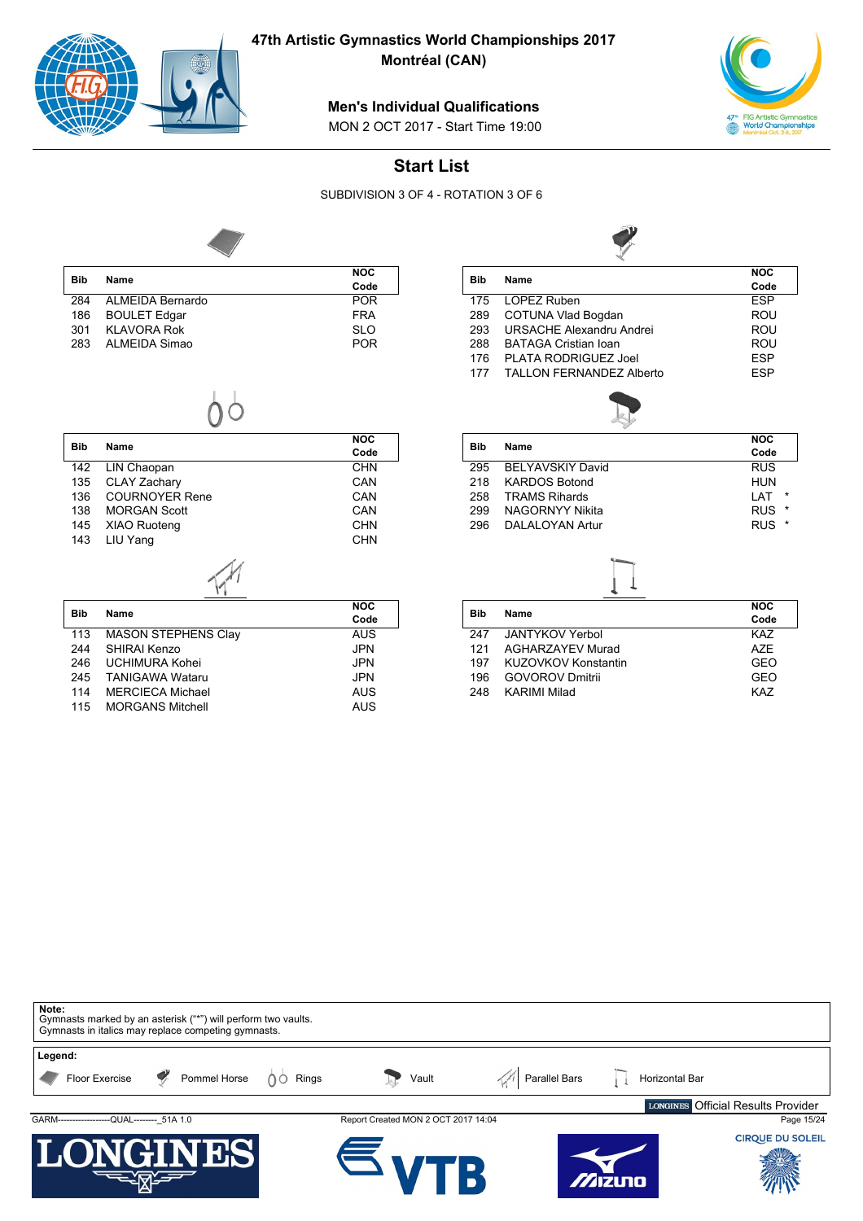# 47th Artistic Gymnastics World Championships 2017

Montréal (CAN)

## Men's Individual Qualifications

MON 2 OCT 2017 - Start Time 19:00

## Start List

SUBDIVISION 3 OF 4 - ROTATION 3 OF 6

### Floor Exercise

| Bib | Name | NOC Code |
|---|---|---|
| 284 | ALMEIDA Bernardo | POR |
| 186 | BOULET Edgar | FRA |
| 301 | KLAVORA Rok | SLO |
| 283 | ALMEIDA Simao | POR |

### Pommel Horse

| Bib | Name | NOC Code |
|---|---|---|
| 175 | LOPEZ Ruben | ESP |
| 289 | COTUNA Vlad Bogdan | ROU |
| 293 | URSACHE Alexandru Andrei | ROU |
| 288 | BATAGA Cristian Ioan | ROU |
| 176 | PLATA RODRIGUEZ Joel | ESP |
| 177 | TALLON FERNANDEZ Alberto | ESP |

### Rings

| Bib | Name | NOC Code |
|---|---|---|
| 142 | LIN Chaopan | CHN |
| 135 | CLAY Zachary | CAN |
| 136 | COURNOYER Rene | CAN |
| 138 | MORGAN Scott | CAN |
| 145 | XIAO Ruoteng | CHN |
| 143 | LIU Yang | CHN |

### Vault

| Bib | Name | NOC Code |
|---|---|---|
| 295 | BELYAVSKIY David | RUS |
| 218 | KARDOS Botond | HUN |
| 258 | TRAMS Rihards | LAT * |
| 299 | NAGORNYY Nikita | RUS * |
| 296 | DALALOYAN Artur | RUS * |

### Parallel Bars

| Bib | Name | NOC Code |
|---|---|---|
| 113 | MASON STEPHENS Clay | AUS |
| 244 | SHIRAI Kenzo | JPN |
| 246 | UCHIMURA Kohei | JPN |
| 245 | TANIGAWA Wataru | JPN |
| 114 | MERCIECA Michael | AUS |
| 115 | MORGANS Mitchell | AUS |

### Horizontal Bar

| Bib | Name | NOC Code |
|---|---|---|
| 247 | JANTYKOV Yerbol | KAZ |
| 121 | AGHARZAYEV Murad | AZE |
| 197 | KUZOVKOV Konstantin | GEO |
| 196 | GOVOROV Dmitrii | GEO |
| 248 | KARIMI Milad | KAZ |

**Note:**
Gymnasts marked by an asterisk ("*") will perform two vaults.
Gymnasts in italics may replace competing gymnasts.

**Legend:**
Floor Exercise · Pommel Horse · Rings · Vault · Parallel Bars · Horizontal Bar

LONGINES Official Results Provider

GARM------------------QUAL--------_51A 1.0 — Report Created MON 2 OCT 2017 14:04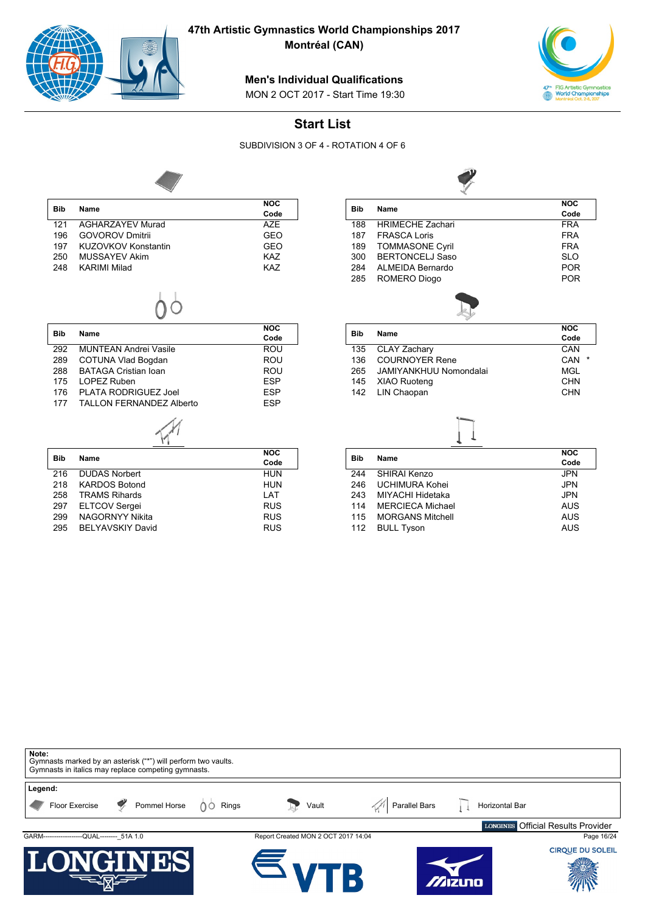# 47th Artistic Gymnastics World Championships 2017

Montréal (CAN)

## Men's Individual Qualifications

MON 2 OCT 2017 - Start Time 19:30

## Start List

SUBDIVISION 3 OF 4 - ROTATION 4 OF 6

### Floor Exercise

| Bib | Name | NOC Code |
|---|---|---|
| 121 | AGHARZAYEV Murad | AZE |
| 196 | GOVOROV Dmitrii | GEO |
| 197 | KUZOVKOV Konstantin | GEO |
| 250 | MUSSAYEV Akim | KAZ |
| 248 | KARIMI Milad | KAZ |

### Pommel Horse

| Bib | Name | NOC Code |
|---|---|---|
| 188 | HRIMECHE Zachari | FRA |
| 187 | FRASCA Loris | FRA |
| 189 | TOMMASONE Cyril | FRA |
| 300 | BERTONCELJ Saso | SLO |
| 284 | ALMEIDA Bernardo | POR |
| 285 | ROMERO Diogo | POR |

### Rings

| Bib | Name | NOC Code |
|---|---|---|
| 292 | MUNTEAN Andrei Vasile | ROU |
| 289 | COTUNA Vlad Bogdan | ROU |
| 288 | BATAGA Cristian Ioan | ROU |
| 175 | LOPEZ Ruben | ESP |
| 176 | PLATA RODRIGUEZ Joel | ESP |
| 177 | TALLON FERNANDEZ Alberto | ESP |

### Vault

| Bib | Name | NOC Code |
|---|---|---|
| 135 | CLAY Zachary | CAN |
| 136 | COURNOYER Rene | CAN * |
| 265 | JAMIYANKHUU Nomondalai | MGL |
| 145 | XIAO Ruoteng | CHN |
| 142 | LIN Chaopan | CHN |

### Parallel Bars

| Bib | Name | NOC Code |
|---|---|---|
| 216 | DUDAS Norbert | HUN |
| 218 | KARDOS Botond | HUN |
| 258 | TRAMS Rihards | LAT |
| 297 | ELTCOV Sergei | RUS |
| 299 | NAGORNYY Nikita | RUS |
| 295 | BELYAVSKIY David | RUS |

### Horizontal Bar

| Bib | Name | NOC Code |
|---|---|---|
| 244 | SHIRAI Kenzo | JPN |
| 246 | UCHIMURA Kohei | JPN |
| 243 | MIYACHI Hidetaka | JPN |
| 114 | MERCIECA Michael | AUS |
| 115 | MORGANS Mitchell | AUS |
| 112 | BULL Tyson | AUS |

**Note:**
Gymnasts marked by an asterisk ("*") will perform two vaults.
Gymnasts in italics may replace competing gymnasts.

**Legend:**
Floor Exercise, Pommel Horse, Rings, Vault, Parallel Bars, Horizontal Bar

LONGINES Official Results Provider

GARM------------------QUAL--------_51A 1.0

Report Created MON 2 OCT 2017 14:04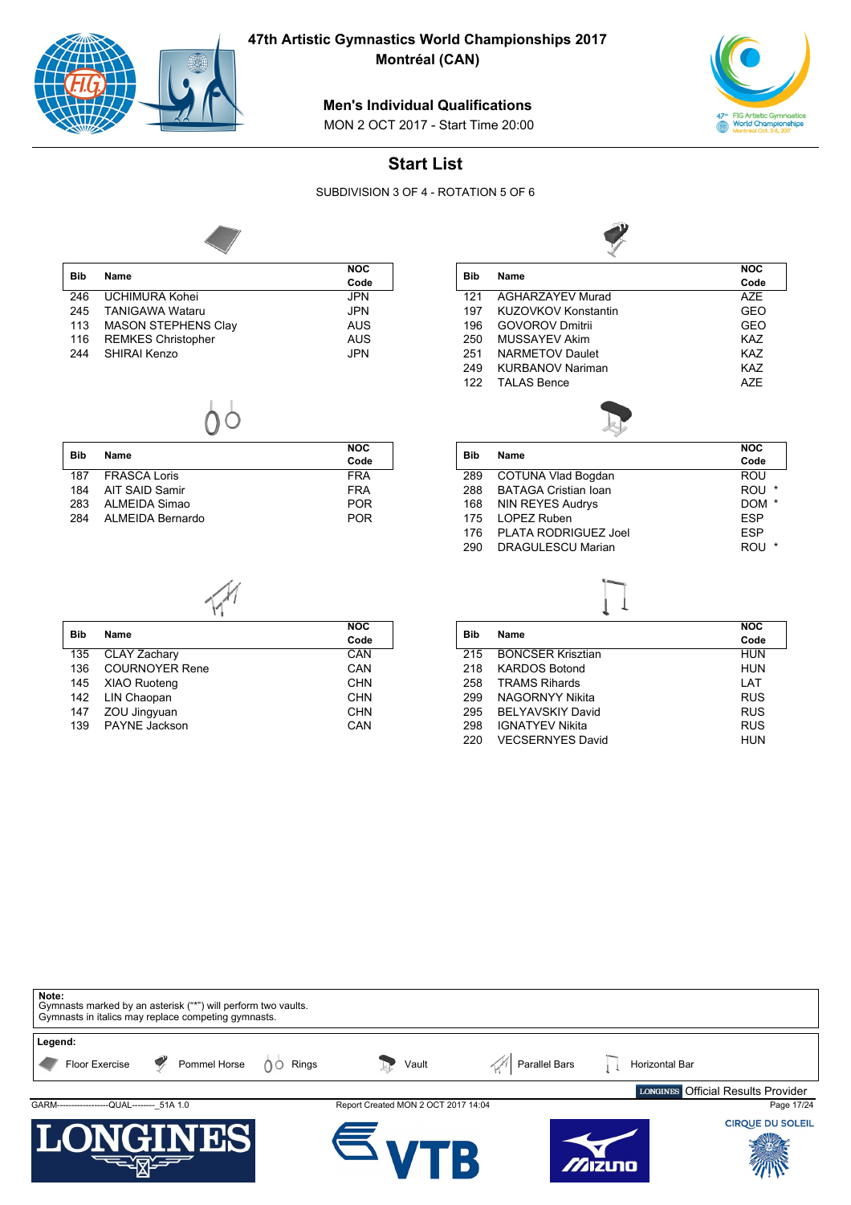# 47th Artistic Gymnastics World Championships 2017

**Montréal (CAN)**

## Men's Individual Qualifications

MON 2 OCT 2017 - Start Time 20:00

## Start List

SUBDIVISION 3 OF 4 - ROTATION 5 OF 6

### Floor Exercise

| Bib | Name | NOC Code |
|---|---|---|
| 246 | UCHIMURA Kohei | JPN |
| 245 | TANIGAWA Wataru | JPN |
| 113 | MASON STEPHENS Clay | AUS |
| 116 | REMKES Christopher | AUS |
| 244 | SHIRAI Kenzo | JPN |

### Pommel Horse

| Bib | Name | NOC Code |
|---|---|---|
| 121 | AGHARZAYEV Murad | AZE |
| 197 | KUZOVKOV Konstantin | GEO |
| 196 | GOVOROV Dmitrii | GEO |
| 250 | MUSSAYEV Akim | KAZ |
| 251 | NARMETOV Daulet | KAZ |
| 249 | KURBANOV Nariman | KAZ |
| 122 | TALAS Bence | AZE |

### Rings

| Bib | Name | NOC Code |
|---|---|---|
| 187 | FRASCA Loris | FRA |
| 184 | AIT SAID Samir | FRA |
| 283 | ALMEIDA Simao | POR |
| 284 | ALMEIDA Bernardo | POR |

### Vault

| Bib | Name | NOC Code |
|---|---|---|
| 289 | COTUNA Vlad Bogdan | ROU |
| 288 | BATAGA Cristian Ioan | ROU * |
| 168 | NIN REYES Audrys | DOM * |
| 175 | LOPEZ Ruben | ESP |
| 176 | PLATA RODRIGUEZ Joel | ESP |
| 290 | DRAGULESCU Marian | ROU * |

### Parallel Bars

| Bib | Name | NOC Code |
|---|---|---|
| 135 | CLAY Zachary | CAN |
| 136 | COURNOYER Rene | CAN |
| 145 | XIAO Ruoteng | CHN |
| 142 | LIN Chaopan | CHN |
| 147 | ZOU Jingyuan | CHN |
| 139 | PAYNE Jackson | CAN |

### Horizontal Bar

| Bib | Name | NOC Code |
|---|---|---|
| 215 | BONCSER Krisztian | HUN |
| 218 | KARDOS Botond | HUN |
| 258 | TRAMS Rihards | LAT |
| 299 | NAGORNYY Nikita | RUS |
| 295 | BELYAVSKIY David | RUS |
| 298 | IGNATYEV Nikita | RUS |
| 220 | VECSERNYES David | HUN |

**Note:**
Gymnasts marked by an asterisk ("*") will perform two vaults.
Gymnasts in italics may replace competing gymnasts.

**Legend:**
Floor Exercise, Pommel Horse, Rings, Vault, Parallel Bars, Horizontal Bar

LONGINES Official Results Provider

GARM------------------QUAL--------_51A 1.0

Report Created MON 2 OCT 2017 14:04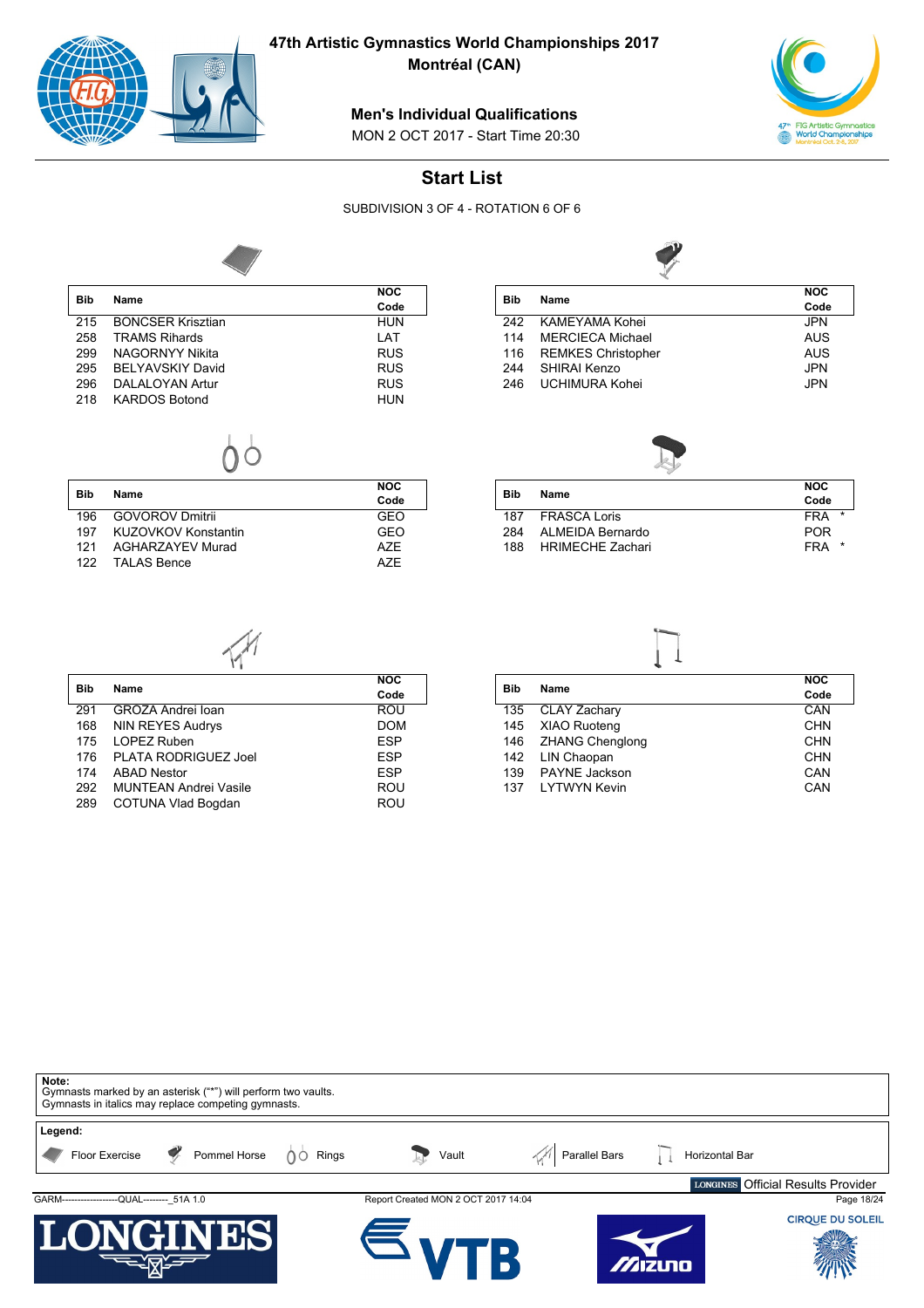# 47th Artistic Gymnastics World Championships 2017
## Montréal (CAN)

### Men's Individual Qualifications
MON 2 OCT 2017 - Start Time 20:30

## Start List

SUBDIVISION 3 OF 4 - ROTATION 6 OF 6

**Floor Exercise**

| Bib | Name | NOC Code |
|---|---|---|
| 215 | BONCSER Krisztian | HUN |
| 258 | TRAMS Rihards | LAT |
| 299 | NAGORNYY Nikita | RUS |
| 295 | BELYAVSKIY David | RUS |
| 296 | DALALOYAN Artur | RUS |
| 218 | KARDOS Botond | HUN |

**Pommel Horse**

| Bib | Name | NOC Code |
|---|---|---|
| 242 | KAMEYAMA Kohei | JPN |
| 114 | MERCIECA Michael | AUS |
| 116 | REMKES Christopher | AUS |
| 244 | SHIRAI Kenzo | JPN |
| 246 | UCHIMURA Kohei | JPN |

**Rings**

| Bib | Name | NOC Code |
|---|---|---|
| 196 | GOVOROV Dmitrii | GEO |
| 197 | KUZOVKOV Konstantin | GEO |
| 121 | AGHARZAYEV Murad | AZE |
| 122 | TALAS Bence | AZE |

**Vault**

| Bib | Name | NOC Code |
|---|---|---|
| 187 | FRASCA Loris | FRA * |
| 284 | ALMEIDA Bernardo | POR |
| 188 | HRIMECHE Zachari | FRA * |

**Parallel Bars**

| Bib | Name | NOC Code |
|---|---|---|
| 291 | GROZA Andrei Ioan | ROU |
| 168 | NIN REYES Audrys | DOM |
| 175 | LOPEZ Ruben | ESP |
| 176 | PLATA RODRIGUEZ Joel | ESP |
| 174 | ABAD Nestor | ESP |
| 292 | MUNTEAN Andrei Vasile | ROU |
| 289 | COTUNA Vlad Bogdan | ROU |

**Horizontal Bar**

| Bib | Name | NOC Code |
|---|---|---|
| 135 | CLAY Zachary | CAN |
| 145 | XIAO Ruoteng | CHN |
| 146 | ZHANG Chenglong | CHN |
| 142 | LIN Chaopan | CHN |
| 139 | PAYNE Jackson | CAN |
| 137 | LYTWYN Kevin | CAN |

**Note:**
Gymnasts marked by an asterisk ("*") will perform two vaults.
Gymnasts in italics may replace competing gymnasts.

**Legend:**
Floor Exercise, Pommel Horse, Rings, Vault, Parallel Bars, Horizontal Bar

LONGINES Official Results Provider

GARM------------------QUAL--------_51A 1.0 — Report Created MON 2 OCT 2017 14:04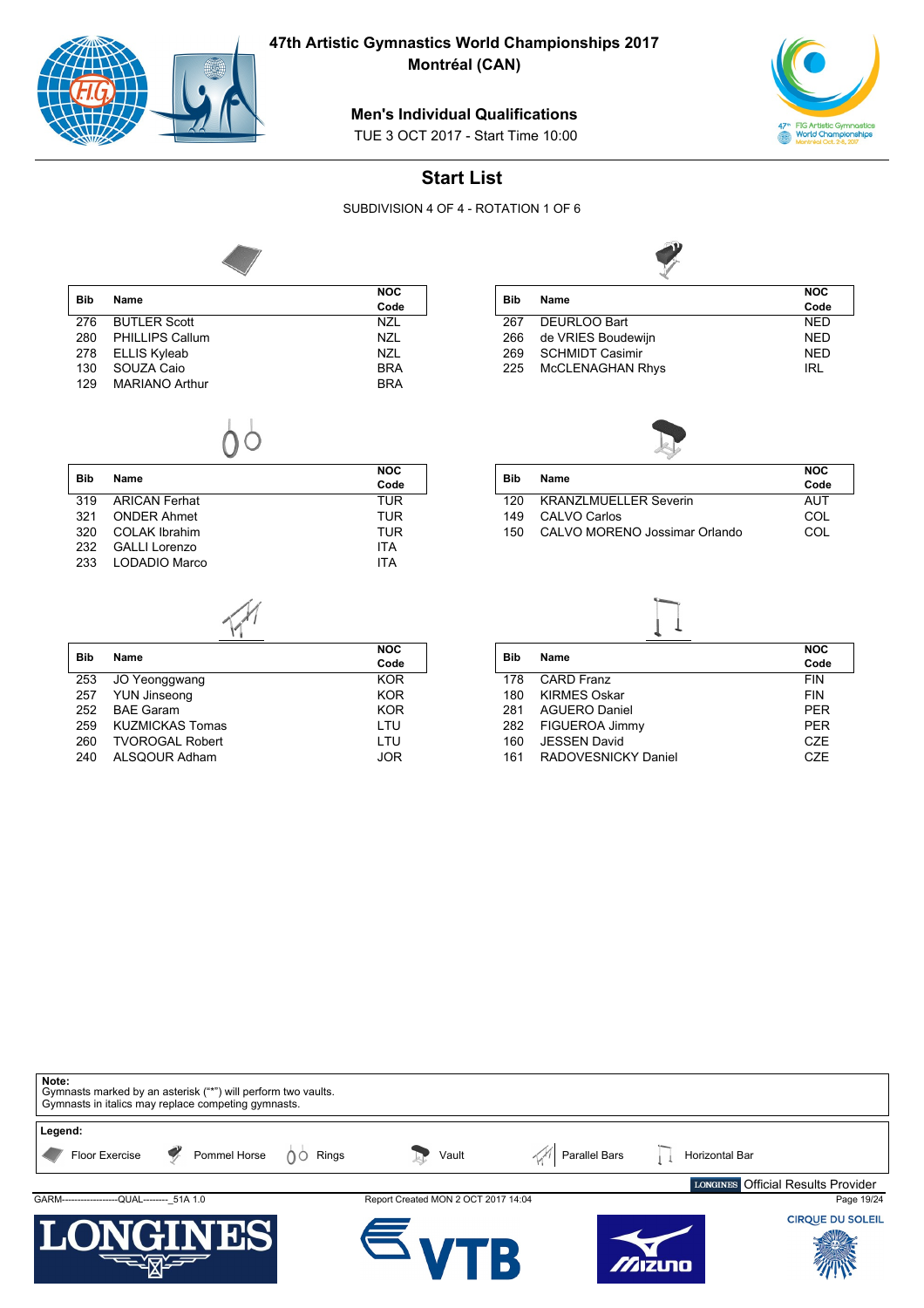# 47th Artistic Gymnastics World Championships 2017
## Montréal (CAN)

### Men's Individual Qualifications
TUE 3 OCT 2017 - Start Time 10:00

## Start List

SUBDIVISION 4 OF 4 - ROTATION 1 OF 6

**Floor Exercise**

| Bib | Name | NOC Code |
|---|---|---|
| 276 | BUTLER Scott | NZL |
| 280 | PHILLIPS Callum | NZL |
| 278 | ELLIS Kyleab | NZL |
| 130 | SOUZA Caio | BRA |
| 129 | MARIANO Arthur | BRA |

**Pommel Horse**

| Bib | Name | NOC Code |
|---|---|---|
| 267 | DEURLOO Bart | NED |
| 266 | de VRIES Boudewijn | NED |
| 269 | SCHMIDT Casimir | NED |
| 225 | McCLENAGHAN Rhys | IRL |

**Rings**

| Bib | Name | NOC Code |
|---|---|---|
| 319 | ARICAN Ferhat | TUR |
| 321 | ONDER Ahmet | TUR |
| 320 | COLAK Ibrahim | TUR |
| 232 | GALLI Lorenzo | ITA |
| 233 | LODADIO Marco | ITA |

**Vault**

| Bib | Name | NOC Code |
|---|---|---|
| 120 | KRANZLMUELLER Severin | AUT |
| 149 | CALVO Carlos | COL |
| 150 | CALVO MORENO Jossimar Orlando | COL |

**Parallel Bars**

| Bib | Name | NOC Code |
|---|---|---|
| 253 | JO Yeonggwang | KOR |
| 257 | YUN Jinseong | KOR |
| 252 | BAE Garam | KOR |
| 259 | KUZMICKAS Tomas | LTU |
| 260 | TVOROGAL Robert | LTU |
| 240 | ALSQOUR Adham | JOR |

**Horizontal Bar**

| Bib | Name | NOC Code |
|---|---|---|
| 178 | CARD Franz | FIN |
| 180 | KIRMES Oskar | FIN |
| 281 | AGUERO Daniel | PER |
| 282 | FIGUEROA Jimmy | PER |
| 160 | JESSEN David | CZE |
| 161 | RADOVESNICKY Daniel | CZE |

**Note:**
Gymnasts marked by an asterisk ("*") will perform two vaults.
Gymnasts in italics may replace competing gymnasts.

**Legend:**
Floor Exercise, Pommel Horse, Rings, Vault, Parallel Bars, Horizontal Bar

LONGINES Official Results Provider

GARM------------------QUAL--------_51A 1.0

Report Created MON 2 OCT 2017 14:04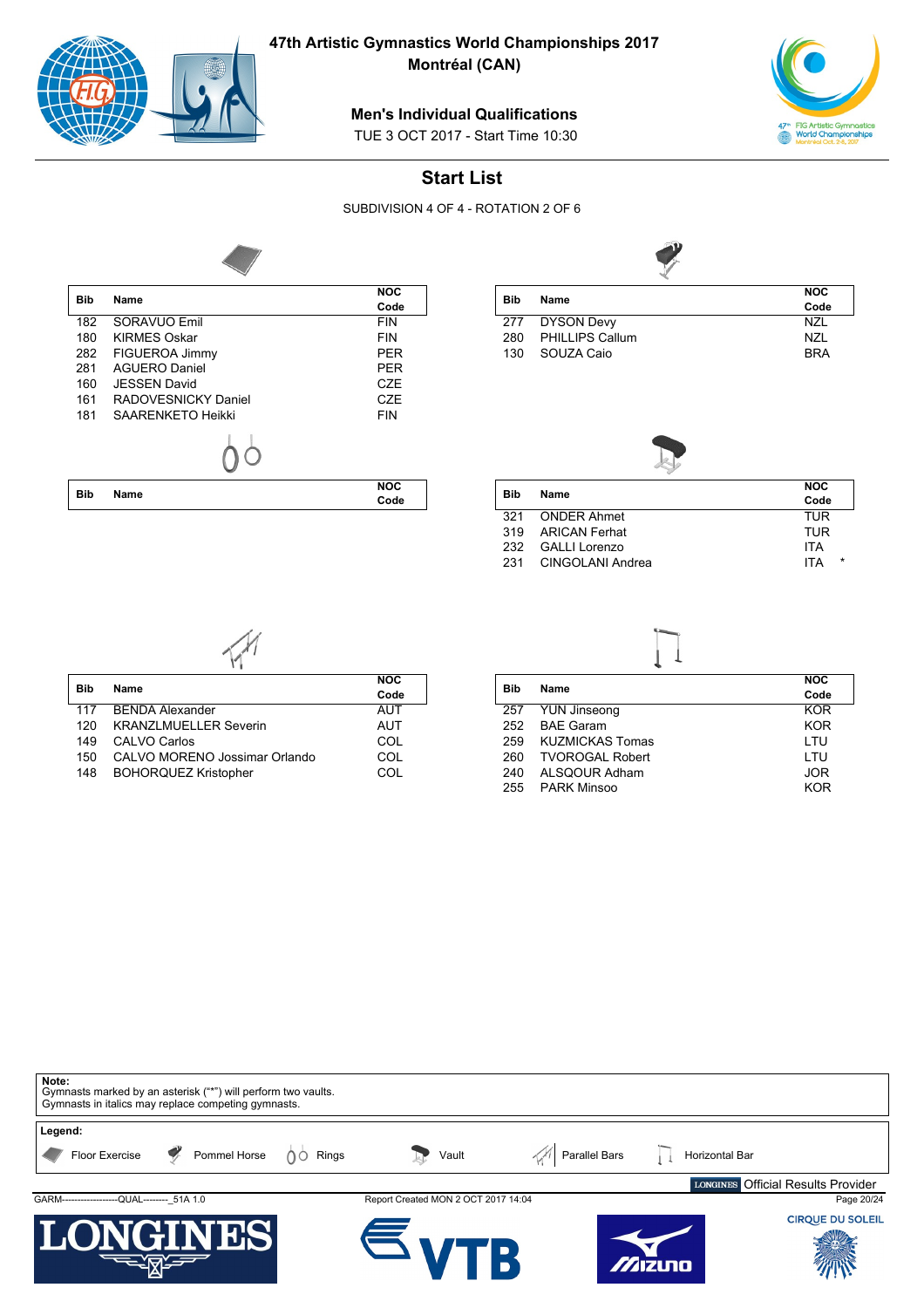# 47th Artistic Gymnastics World Championships 2017

**Montréal (CAN)**

**Men's Individual Qualifications**

TUE 3 OCT 2017 - Start Time 10:30

## Start List

SUBDIVISION 4 OF 4 - ROTATION 2 OF 6

### Floor Exercise

| Bib | Name | NOC Code |
|---|---|---|
| 182 | SORAVUO Emil | FIN |
| 180 | KIRMES Oskar | FIN |
| 282 | FIGUEROA Jimmy | PER |
| 281 | AGUERO Daniel | PER |
| 160 | JESSEN David | CZE |
| 161 | RADOVESNICKY Daniel | CZE |
| 181 | SAARENKETO Heikki | FIN |

### Pommel Horse

| Bib | Name | NOC Code |
|---|---|---|
| 277 | DYSON Devy | NZL |
| 280 | PHILLIPS Callum | NZL |
| 130 | SOUZA Caio | BRA |

### Rings

| Bib | Name | NOC Code |
|---|---|---|

### Vault

| Bib | Name | NOC Code | |
|---|---|---|---|
| 321 | ONDER Ahmet | TUR | |
| 319 | ARICAN Ferhat | TUR | |
| 232 | GALLI Lorenzo | ITA | |
| 231 | CINGOLANI Andrea | ITA | * |

### Parallel Bars

| Bib | Name | NOC Code |
|---|---|---|
| 117 | BENDA Alexander | AUT |
| 120 | KRANZLMUELLER Severin | AUT |
| 149 | CALVO Carlos | COL |
| 150 | CALVO MORENO Jossimar Orlando | COL |
| 148 | BOHORQUEZ Kristopher | COL |

### Horizontal Bar

| Bib | Name | NOC Code |
|---|---|---|
| 257 | YUN Jinseong | KOR |
| 252 | BAE Garam | KOR |
| 259 | KUZMICKAS Tomas | LTU |
| 260 | TVOROGAL Robert | LTU |
| 240 | ALSQOUR Adham | JOR |
| 255 | PARK Minsoo | KOR |

**Note:**
Gymnasts marked by an asterisk ("*") will perform two vaults.
Gymnasts in italics may replace competing gymnasts.

**Legend:**
Floor Exercise, Pommel Horse, Rings, Vault, Parallel Bars, Horizontal Bar

Longines Official Results Provider

GARM------------------QUAL--------_51A 1.0 — Report Created MON 2 OCT 2017 14:04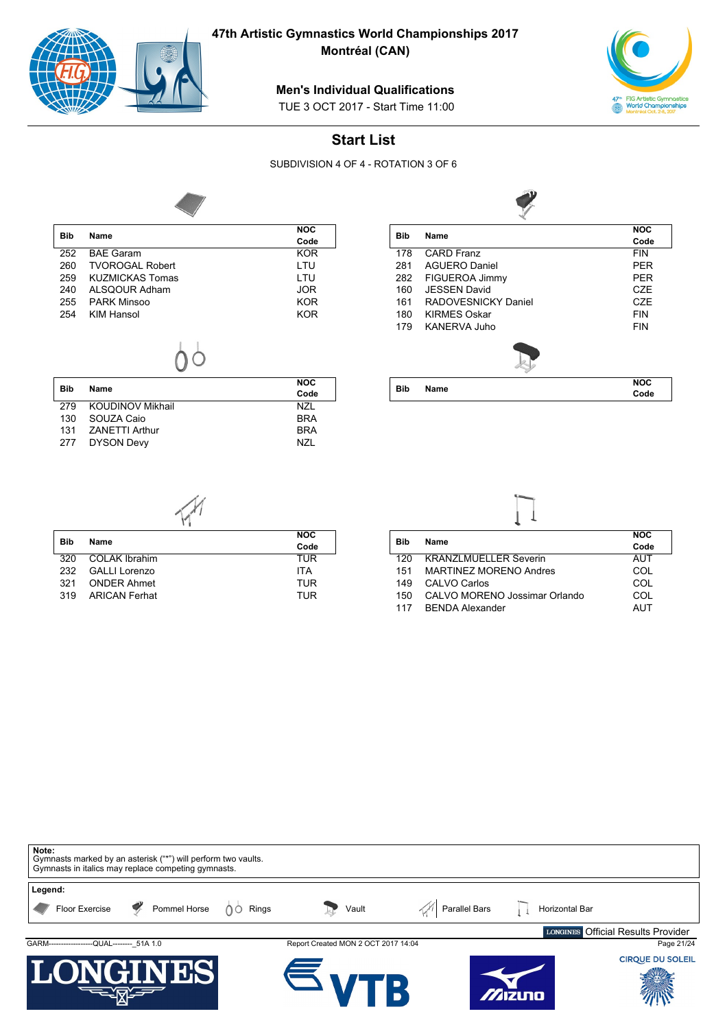# 47th Artistic Gymnastics World Championships 2017

## Montréal (CAN)

### Men's Individual Qualifications

TUE 3 OCT 2017 - Start Time 11:00

## Start List

SUBDIVISION 4 OF 4 - ROTATION 3 OF 6

**Floor Exercise**

| Bib | Name | NOC Code |
|---|---|---|
| 252 | BAE Garam | KOR |
| 260 | TVOROGAL Robert | LTU |
| 259 | KUZMICKAS Tomas | LTU |
| 240 | ALSQOUR Adham | JOR |
| 255 | PARK Minsoo | KOR |
| 254 | KIM Hansol | KOR |

**Pommel Horse**

| Bib | Name | NOC Code |
|---|---|---|
| 178 | CARD Franz | FIN |
| 281 | AGUERO Daniel | PER |
| 282 | FIGUEROA Jimmy | PER |
| 160 | JESSEN David | CZE |
| 161 | RADOVESNICKY Daniel | CZE |
| 180 | KIRMES Oskar | FIN |
| 179 | KANERVA Juho | FIN |

**Rings**

| Bib | Name | NOC Code |
|---|---|---|
| 279 | KOUDINOV Mikhail | NZL |
| 130 | SOUZA Caio | BRA |
| 131 | ZANETTI Arthur | BRA |
| 277 | DYSON Devy | NZL |

**Vault**

| Bib | Name | NOC Code |
|---|---|---|

**Parallel Bars**

| Bib | Name | NOC Code |
|---|---|---|
| 320 | COLAK Ibrahim | TUR |
| 232 | GALLI Lorenzo | ITA |
| 321 | ONDER Ahmet | TUR |
| 319 | ARICAN Ferhat | TUR |

**Horizontal Bar**

| Bib | Name | NOC Code |
|---|---|---|
| 120 | KRANZLMUELLER Severin | AUT |
| 151 | MARTINEZ MORENO Andres | COL |
| 149 | CALVO Carlos | COL |
| 150 | CALVO MORENO Jossimar Orlando | COL |
| 117 | BENDA Alexander | AUT |

**Note:**
Gymnasts marked by an asterisk ("*") will perform two vaults.
Gymnasts in italics may replace competing gymnasts.

**Legend:** Floor Exercise, Pommel Horse, Rings, Vault, Parallel Bars, Horizontal Bar

LONGINES Official Results Provider

GARM------------------QUAL--------_51A 1.0 — Report Created MON 2 OCT 2017 14:04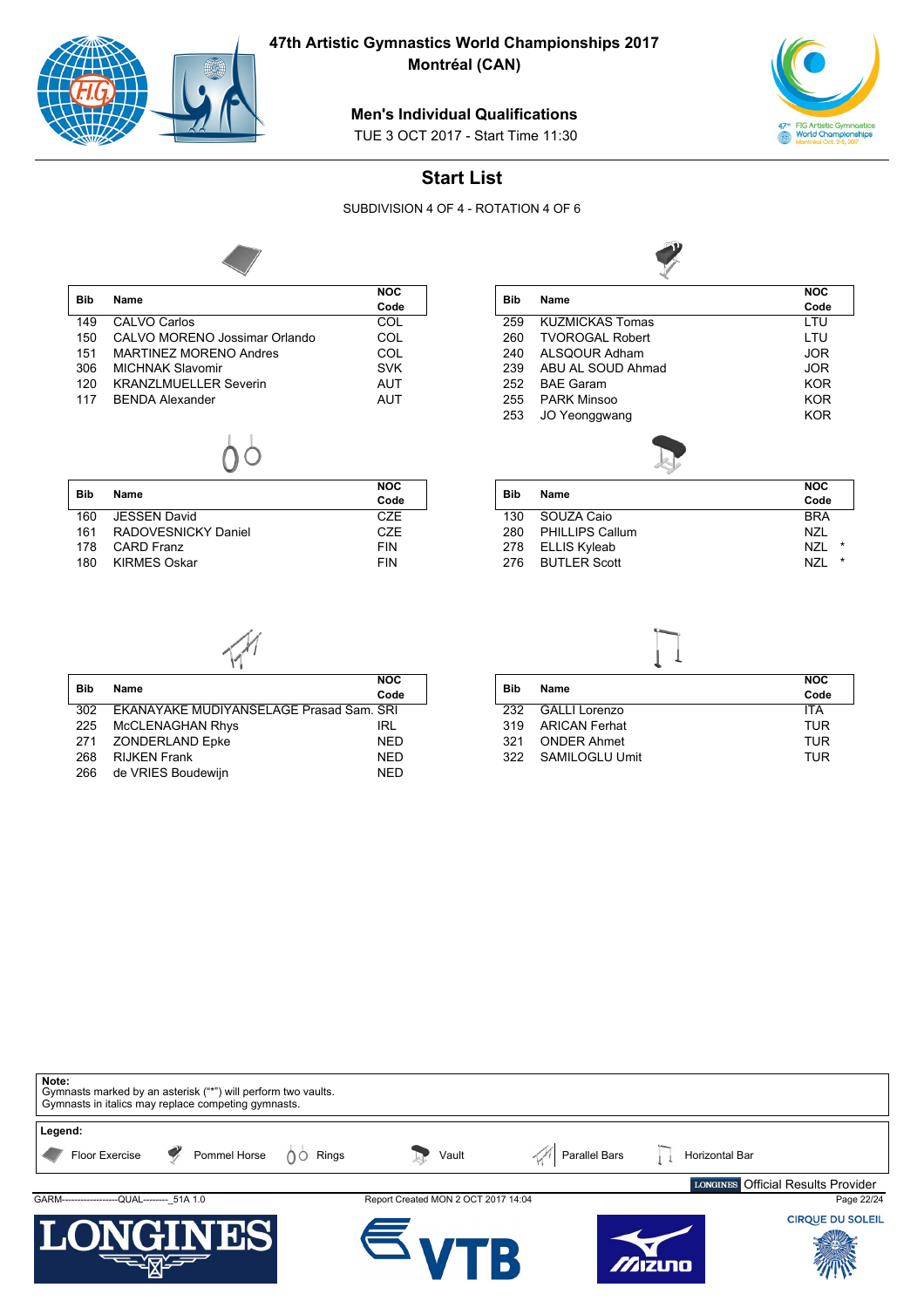# 47th Artistic Gymnastics World Championships 2017

Montréal (CAN)

## Men's Individual Qualifications

TUE 3 OCT 2017 - Start Time 11:30

## Start List

SUBDIVISION 4 OF 4 - ROTATION 4 OF 6

### Floor Exercise

| Bib | Name | NOC Code |
|---|---|---|
| 149 | CALVO Carlos | COL |
| 150 | CALVO MORENO Jossimar Orlando | COL |
| 151 | MARTINEZ MORENO Andres | COL |
| 306 | MICHNAK Slavomir | SVK |
| 120 | KRANZLMUELLER Severin | AUT |
| 117 | BENDA Alexander | AUT |

### Pommel Horse

| Bib | Name | NOC Code |
|---|---|---|
| 259 | KUZMICKAS Tomas | LTU |
| 260 | TVOROGAL Robert | LTU |
| 240 | ALSQOUR Adham | JOR |
| 239 | ABU AL SOUD Ahmad | JOR |
| 252 | BAE Garam | KOR |
| 255 | PARK Minsoo | KOR |
| 253 | JO Yeonggwang | KOR |

### Rings

| Bib | Name | NOC Code |
|---|---|---|
| 160 | JESSEN David | CZE |
| 161 | RADOVESNICKY Daniel | CZE |
| 178 | CARD Franz | FIN |
| 180 | KIRMES Oskar | FIN |

### Vault

| Bib | Name | NOC Code |
|---|---|---|
| 130 | SOUZA Caio | BRA |
| 280 | PHILLIPS Callum | NZL |
| 278 | ELLIS Kyleab | NZL * |
| 276 | BUTLER Scott | NZL * |

### Parallel Bars

| Bib | Name | NOC Code |
|---|---|---|
| 302 | EKANAYAKE MUDIYANSELAGE Prasad Sam. | SRI |
| 225 | McCLENAGHAN Rhys | IRL |
| 271 | ZONDERLAND Epke | NED |
| 268 | RIJKEN Frank | NED |
| 266 | de VRIES Boudewijn | NED |

### Horizontal Bar

| Bib | Name | NOC Code |
|---|---|---|
| 232 | GALLI Lorenzo | ITA |
| 319 | ARICAN Ferhat | TUR |
| 321 | ONDER Ahmet | TUR |
| 322 | SAMILOGLU Umit | TUR |

**Note:**
Gymnasts marked by an asterisk ("*") will perform two vaults.
Gymnasts in italics may replace competing gymnasts.

**Legend:**
Floor Exercise | Pommel Horse | Rings | Vault | Parallel Bars | Horizontal Bar

LONGINES Official Results Provider

GARM------------------QUAL--------_51A 1.0 | Report Created MON 2 OCT 2017 14:04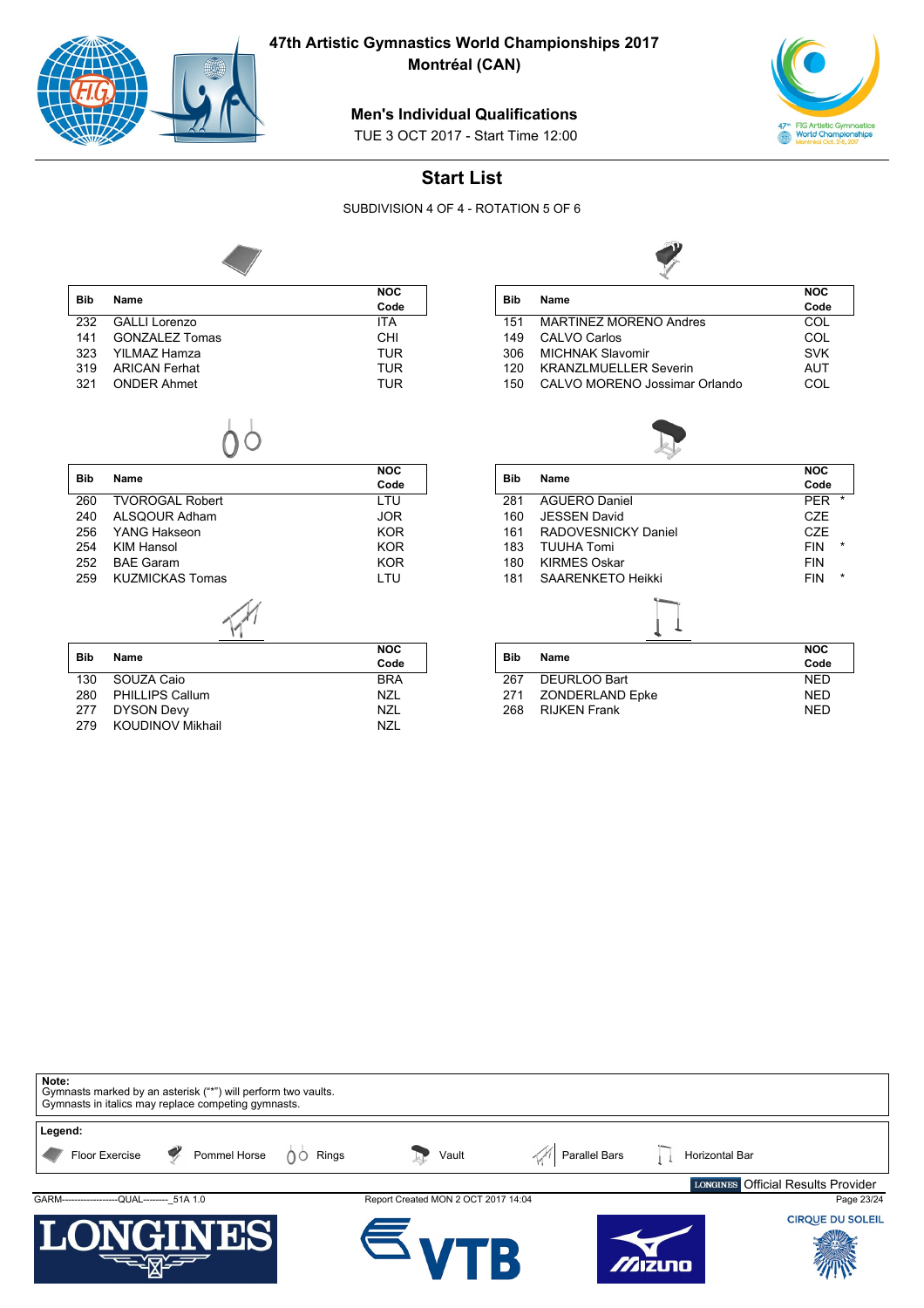# 47th Artistic Gymnastics World Championships 2017

## Montréal (CAN)

### Men's Individual Qualifications

TUE 3 OCT 2017 - Start Time 12:00

## Start List

SUBDIVISION 4 OF 4 - ROTATION 5 OF 6

**Floor Exercise**

| Bib | Name | NOC Code |
|---|---|---|
| 232 | GALLI Lorenzo | ITA |
| 141 | GONZALEZ Tomas | CHI |
| 323 | YILMAZ Hamza | TUR |
| 319 | ARICAN Ferhat | TUR |
| 321 | ONDER Ahmet | TUR |

**Pommel Horse**

| Bib | Name | NOC Code |
|---|---|---|
| 151 | MARTINEZ MORENO Andres | COL |
| 149 | CALVO Carlos | COL |
| 306 | MICHNAK Slavomir | SVK |
| 120 | KRANZLMUELLER Severin | AUT |
| 150 | CALVO MORENO Jossimar Orlando | COL |

**Rings**

| Bib | Name | NOC Code |
|---|---|---|
| 260 | TVOROGAL Robert | LTU |
| 240 | ALSQOUR Adham | JOR |
| 256 | YANG Hakseon | KOR |
| 254 | KIM Hansol | KOR |
| 252 | BAE Garam | KOR |
| 259 | KUZMICKAS Tomas | LTU |

**Vault**

| Bib | Name | NOC Code | |
|---|---|---|---|
| 281 | AGUERO Daniel | PER | * |
| 160 | JESSEN David | CZE | |
| 161 | RADOVESNICKY Daniel | CZE | |
| 183 | TUUHA Tomi | FIN | * |
| 180 | KIRMES Oskar | FIN | |
| 181 | SAARENKETO Heikki | FIN | * |

**Parallel Bars**

| Bib | Name | NOC Code |
|---|---|---|
| 130 | SOUZA Caio | BRA |
| 280 | PHILLIPS Callum | NZL |
| 277 | DYSON Devy | NZL |
| 279 | KOUDINOV Mikhail | NZL |

**Horizontal Bar**

| Bib | Name | NOC Code |
|---|---|---|
| 267 | DEURLOO Bart | NED |
| 271 | ZONDERLAND Epke | NED |
| 268 | RIJKEN Frank | NED |

**Note:**
Gymnasts marked by an asterisk ("*") will perform two vaults.
Gymnasts in italics may replace competing gymnasts.

**Legend:**
Floor Exercise | Pommel Horse | Rings | Vault | Parallel Bars | Horizontal Bar

LONGINES Official Results Provider

GARM------------------QUAL--------_51A 1.0

Report Created MON 2 OCT 2017 14:04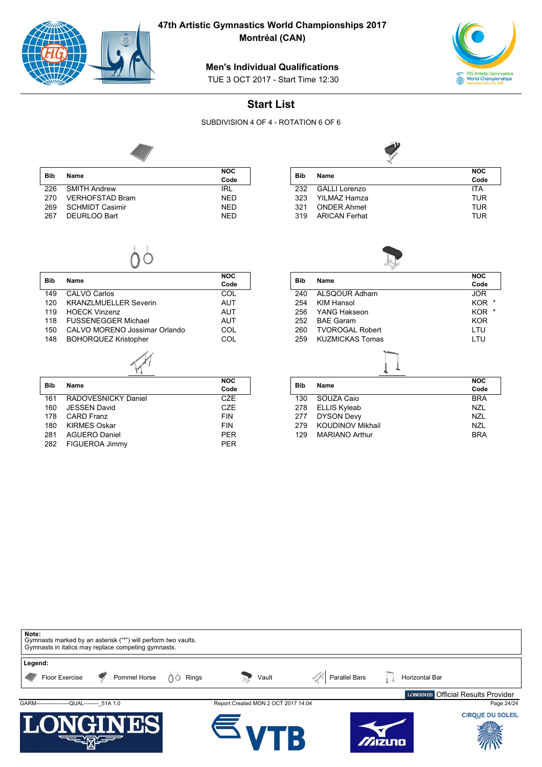**47th Artistic Gymnastics World Championships 2017**
**Montréal (CAN)**

**Men's Individual Qualifications**
TUE 3 OCT 2017 - Start Time 12:30

## Start List

SUBDIVISION 4 OF 4 - ROTATION 6 OF 6

Floor Exercise

| Bib | Name | NOC Code |
|---|---|---|
| 226 | SMITH Andrew | IRL |
| 270 | VERHOFSTAD Bram | NED |
| 269 | SCHMIDT Casimir | NED |
| 267 | DEURLOO Bart | NED |

Pommel Horse

| Bib | Name | NOC Code |
|---|---|---|
| 232 | GALLI Lorenzo | ITA |
| 323 | YILMAZ Hamza | TUR |
| 321 | ONDER Ahmet | TUR |
| 319 | ARICAN Ferhat | TUR |

Rings

| Bib | Name | NOC Code |
|---|---|---|
| 149 | CALVO Carlos | COL |
| 120 | KRANZLMUELLER Severin | AUT |
| 119 | HOECK Vinzenz | AUT |
| 118 | FUSSENEGGER Michael | AUT |
| 150 | CALVO MORENO Jossimar Orlando | COL |
| 148 | BOHORQUEZ Kristopher | COL |

Vault

| Bib | Name | NOC Code |
|---|---|---|
| 240 | ALSQOUR Adham | JOR |
| 254 | KIM Hansol | KOR * |
| 256 | YANG Hakseon | KOR * |
| 252 | BAE Garam | KOR |
| 260 | TVOROGAL Robert | LTU |
| 259 | KUZMICKAS Tomas | LTU |

Parallel Bars

| Bib | Name | NOC Code |
|---|---|---|
| 161 | RADOVESNICKY Daniel | CZE |
| 160 | JESSEN David | CZE |
| 178 | CARD Franz | FIN |
| 180 | KIRMES Oskar | FIN |
| 281 | AGUERO Daniel | PER |
| 282 | FIGUEROA Jimmy | PER |

Horizontal Bar

| Bib | Name | NOC Code |
|---|---|---|
| 130 | SOUZA Caio | BRA |
| 278 | ELLIS Kyleab | NZL |
| 277 | DYSON Devy | NZL |
| 279 | KOUDINOV Mikhail | NZL |
| 129 | MARIANO Arthur | BRA |

**Note:**
Gymnasts marked by an asterisk ("*") will perform two vaults.
Gymnasts in italics may replace competing gymnasts.

**Legend:**
Floor Exercise | Pommel Horse | Rings | Vault | Parallel Bars | Horizontal Bar

LONGINES Official Results Provider

GARM------------------QUAL--------_51A 1.0 Report Created MON 2 OCT 2017 14:04